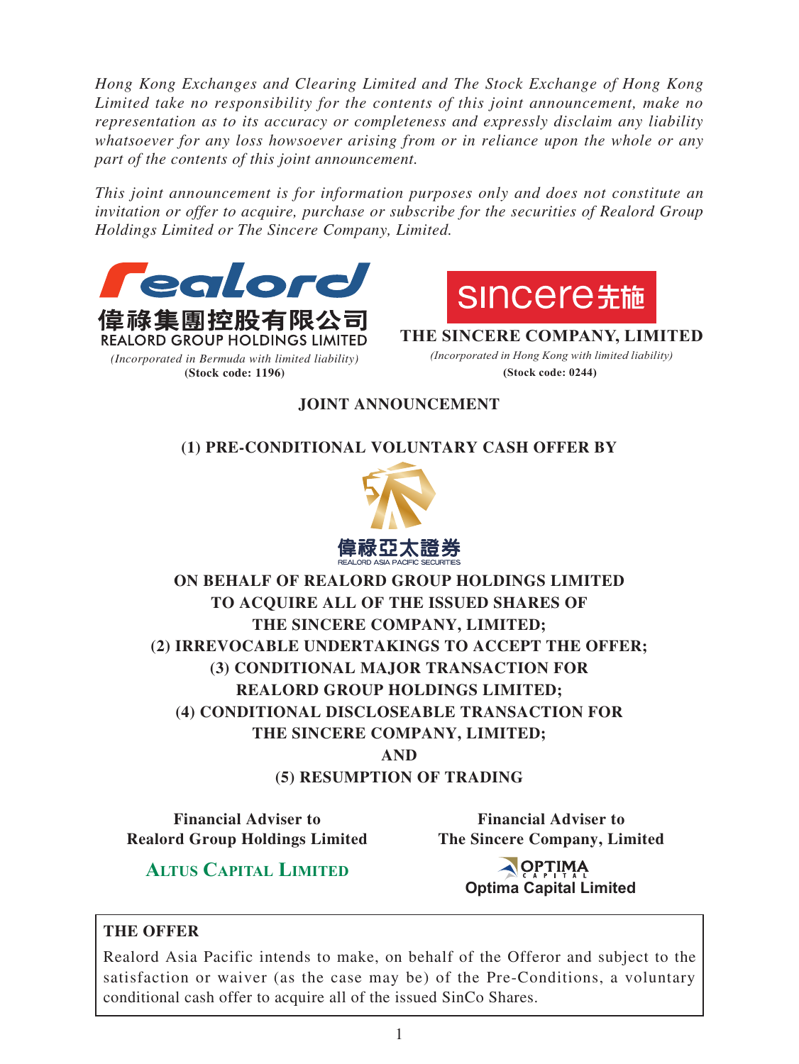*Hong Kong Exchanges and Clearing Limited and The Stock Exchange of Hong Kong Limited take no responsibility for the contents of this joint announcement, make no representation as to its accuracy or completeness and expressly disclaim any liability whatsoever for any loss howsoever arising from or in reliance upon the whole or any part of the contents of this joint announcement.*

*This joint announcement is for information purposes only and does not constitute an invitation or offer to acquire, purchase or subscribe for the securities of Realord Group Holdings Limited or The Sincere Company, Limited.*

**偉祿集團控股有限公司**
**REALORD GROUP HOLDINGS LIMITED**
*(Incorporated in Bermuda with limited liability)*
**(Stock code: 1196)**

**sincere先施**
**THE SINCERE COMPANY, LIMITED**
*(Incorporated in Hong Kong with limited liability)*
**(Stock code: 0244)**

# JOINT ANNOUNCEMENT

## (1) PRE-CONDITIONAL VOLUNTARY CASH OFFER BY

偉祿亞太證券
REALORD ASIA PACIFIC SECURITIES

## ON BEHALF OF REALORD GROUP HOLDINGS LIMITED TO ACQUIRE ALL OF THE ISSUED SHARES OF THE SINCERE COMPANY, LIMITED; (2) IRREVOCABLE UNDERTAKINGS TO ACCEPT THE OFFER; (3) CONDITIONAL MAJOR TRANSACTION FOR REALORD GROUP HOLDINGS LIMITED; (4) CONDITIONAL DISCLOSEABLE TRANSACTION FOR THE SINCERE COMPANY, LIMITED; AND (5) RESUMPTION OF TRADING

**Financial Adviser to Realord Group Holdings Limited**

**ALTUS CAPITAL LIMITED**

**Financial Adviser to The Sincere Company, Limited**

**Optima Capital Limited**

**THE OFFER**

Realord Asia Pacific intends to make, on behalf of the Offeror and subject to the satisfaction or waiver (as the case may be) of the Pre-Conditions, a voluntary conditional cash offer to acquire all of the issued SinCo Shares.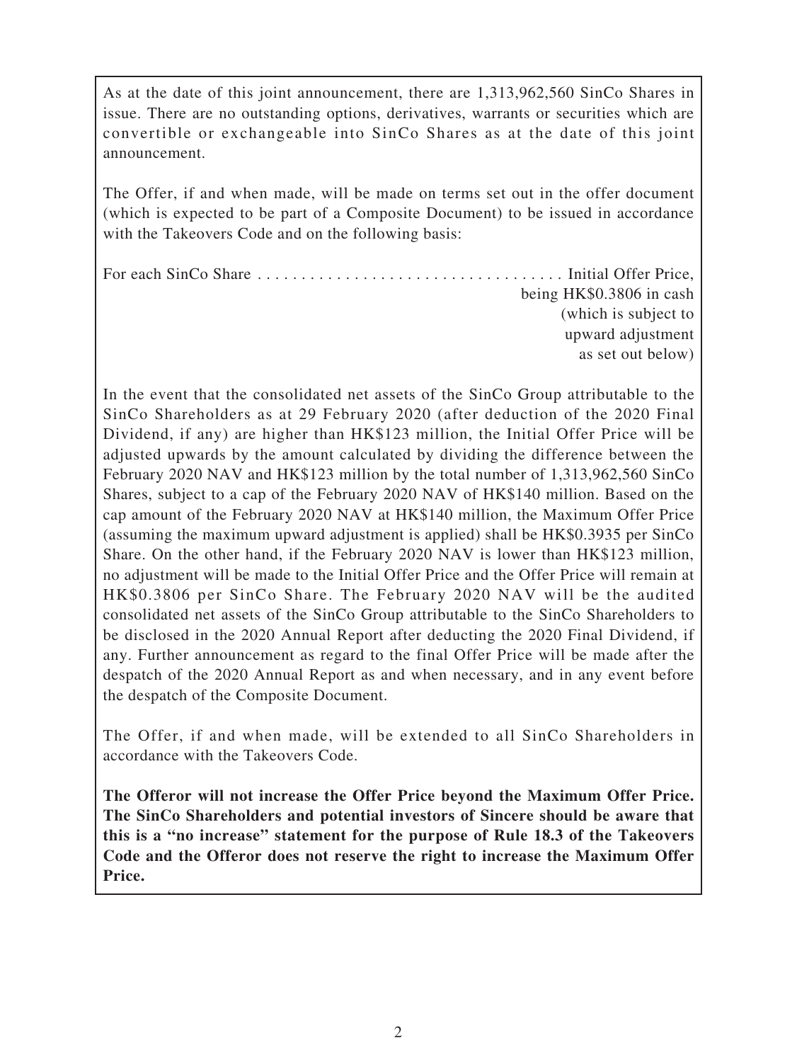As at the date of this joint announcement, there are 1,313,962,560 SinCo Shares in issue. There are no outstanding options, derivatives, warrants or securities which are convertible or exchangeable into SinCo Shares as at the date of this joint announcement.

The Offer, if and when made, will be made on terms set out in the offer document (which is expected to be part of a Composite Document) to be issued in accordance with the Takeovers Code and on the following basis:

For each SinCo Share . . . . . . . . . . . . . . . . . . . . . . . . . . . . . . . . . . . . Initial Offer Price, being HK$0.3806 in cash (which is subject to upward adjustment as set out below)

In the event that the consolidated net assets of the SinCo Group attributable to the SinCo Shareholders as at 29 February 2020 (after deduction of the 2020 Final Dividend, if any) are higher than HK$123 million, the Initial Offer Price will be adjusted upwards by the amount calculated by dividing the difference between the February 2020 NAV and HK$123 million by the total number of 1,313,962,560 SinCo Shares, subject to a cap of the February 2020 NAV of HK$140 million. Based on the cap amount of the February 2020 NAV at HK$140 million, the Maximum Offer Price (assuming the maximum upward adjustment is applied) shall be HK$0.3935 per SinCo Share. On the other hand, if the February 2020 NAV is lower than HK$123 million, no adjustment will be made to the Initial Offer Price and the Offer Price will remain at HK$0.3806 per SinCo Share. The February 2020 NAV will be the audited consolidated net assets of the SinCo Group attributable to the SinCo Shareholders to be disclosed in the 2020 Annual Report after deducting the 2020 Final Dividend, if any. Further announcement as regard to the final Offer Price will be made after the despatch of the 2020 Annual Report as and when necessary, and in any event before the despatch of the Composite Document.

The Offer, if and when made, will be extended to all SinCo Shareholders in accordance with the Takeovers Code.

**The Offeror will not increase the Offer Price beyond the Maximum Offer Price. The SinCo Shareholders and potential investors of Sincere should be aware that this is a "no increase" statement for the purpose of Rule 18.3 of the Takeovers Code and the Offeror does not reserve the right to increase the Maximum Offer Price.**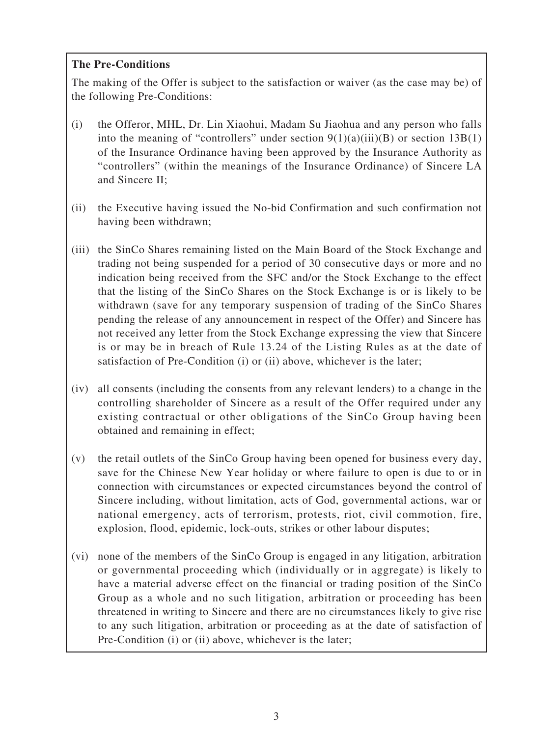**The Pre-Conditions**

The making of the Offer is subject to the satisfaction or waiver (as the case may be) of the following Pre-Conditions:

(i) the Offeror, MHL, Dr. Lin Xiaohui, Madam Su Jiaohua and any person who falls into the meaning of "controllers" under section 9(1)(a)(iii)(B) or section 13B(1) of the Insurance Ordinance having been approved by the Insurance Authority as "controllers" (within the meanings of the Insurance Ordinance) of Sincere LA and Sincere II;

(ii) the Executive having issued the No-bid Confirmation and such confirmation not having been withdrawn;

(iii) the SinCo Shares remaining listed on the Main Board of the Stock Exchange and trading not being suspended for a period of 30 consecutive days or more and no indication being received from the SFC and/or the Stock Exchange to the effect that the listing of the SinCo Shares on the Stock Exchange is or is likely to be withdrawn (save for any temporary suspension of trading of the SinCo Shares pending the release of any announcement in respect of the Offer) and Sincere has not received any letter from the Stock Exchange expressing the view that Sincere is or may be in breach of Rule 13.24 of the Listing Rules as at the date of satisfaction of Pre-Condition (i) or (ii) above, whichever is the later;

(iv) all consents (including the consents from any relevant lenders) to a change in the controlling shareholder of Sincere as a result of the Offer required under any existing contractual or other obligations of the SinCo Group having been obtained and remaining in effect;

(v) the retail outlets of the SinCo Group having been opened for business every day, save for the Chinese New Year holiday or where failure to open is due to or in connection with circumstances or expected circumstances beyond the control of Sincere including, without limitation, acts of God, governmental actions, war or national emergency, acts of terrorism, protests, riot, civil commotion, fire, explosion, flood, epidemic, lock-outs, strikes or other labour disputes;

(vi) none of the members of the SinCo Group is engaged in any litigation, arbitration or governmental proceeding which (individually or in aggregate) is likely to have a material adverse effect on the financial or trading position of the SinCo Group as a whole and no such litigation, arbitration or proceeding has been threatened in writing to Sincere and there are no circumstances likely to give rise to any such litigation, arbitration or proceeding as at the date of satisfaction of Pre-Condition (i) or (ii) above, whichever is the later;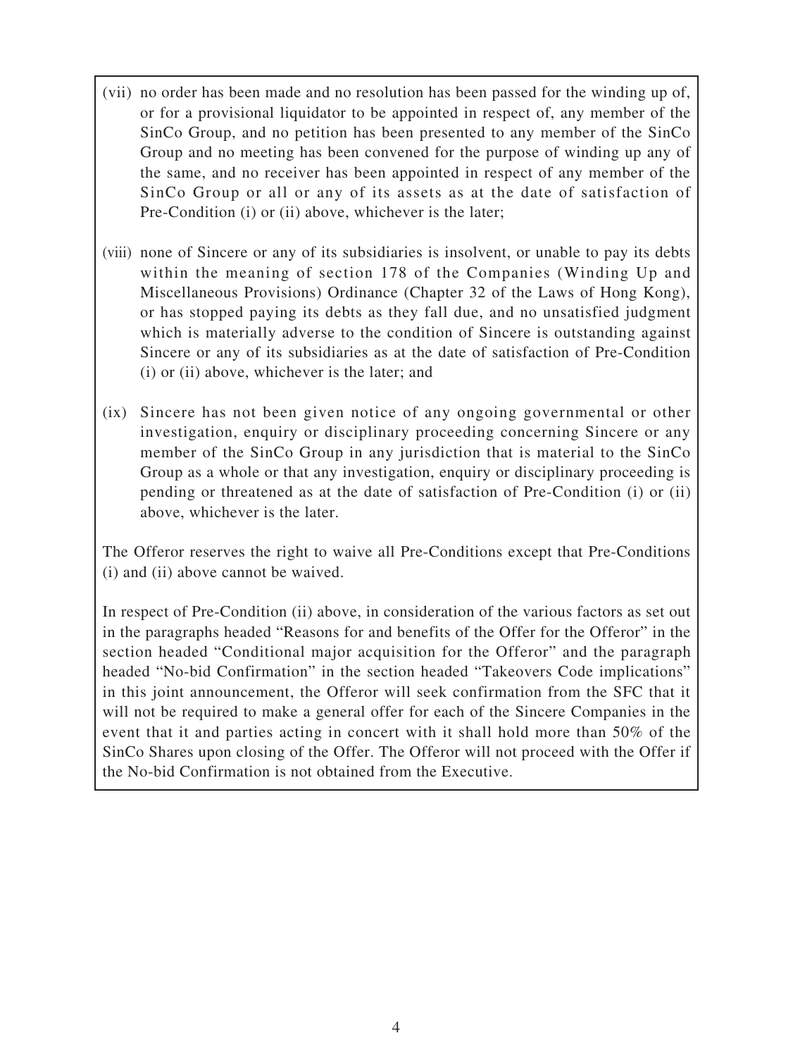(vii) no order has been made and no resolution has been passed for the winding up of, or for a provisional liquidator to be appointed in respect of, any member of the SinCo Group, and no petition has been presented to any member of the SinCo Group and no meeting has been convened for the purpose of winding up any of the same, and no receiver has been appointed in respect of any member of the SinCo Group or all or any of its assets as at the date of satisfaction of Pre-Condition (i) or (ii) above, whichever is the later;

(viii) none of Sincere or any of its subsidiaries is insolvent, or unable to pay its debts within the meaning of section 178 of the Companies (Winding Up and Miscellaneous Provisions) Ordinance (Chapter 32 of the Laws of Hong Kong), or has stopped paying its debts as they fall due, and no unsatisfied judgment which is materially adverse to the condition of Sincere is outstanding against Sincere or any of its subsidiaries as at the date of satisfaction of Pre-Condition (i) or (ii) above, whichever is the later; and

(ix) Sincere has not been given notice of any ongoing governmental or other investigation, enquiry or disciplinary proceeding concerning Sincere or any member of the SinCo Group in any jurisdiction that is material to the SinCo Group as a whole or that any investigation, enquiry or disciplinary proceeding is pending or threatened as at the date of satisfaction of Pre-Condition (i) or (ii) above, whichever is the later.

The Offeror reserves the right to waive all Pre-Conditions except that Pre-Conditions (i) and (ii) above cannot be waived.

In respect of Pre-Condition (ii) above, in consideration of the various factors as set out in the paragraphs headed "Reasons for and benefits of the Offer for the Offeror" in the section headed "Conditional major acquisition for the Offeror" and the paragraph headed "No-bid Confirmation" in the section headed "Takeovers Code implications" in this joint announcement, the Offeror will seek confirmation from the SFC that it will not be required to make a general offer for each of the Sincere Companies in the event that it and parties acting in concert with it shall hold more than 50% of the SinCo Shares upon closing of the Offer. The Offeror will not proceed with the Offer if the No-bid Confirmation is not obtained from the Executive.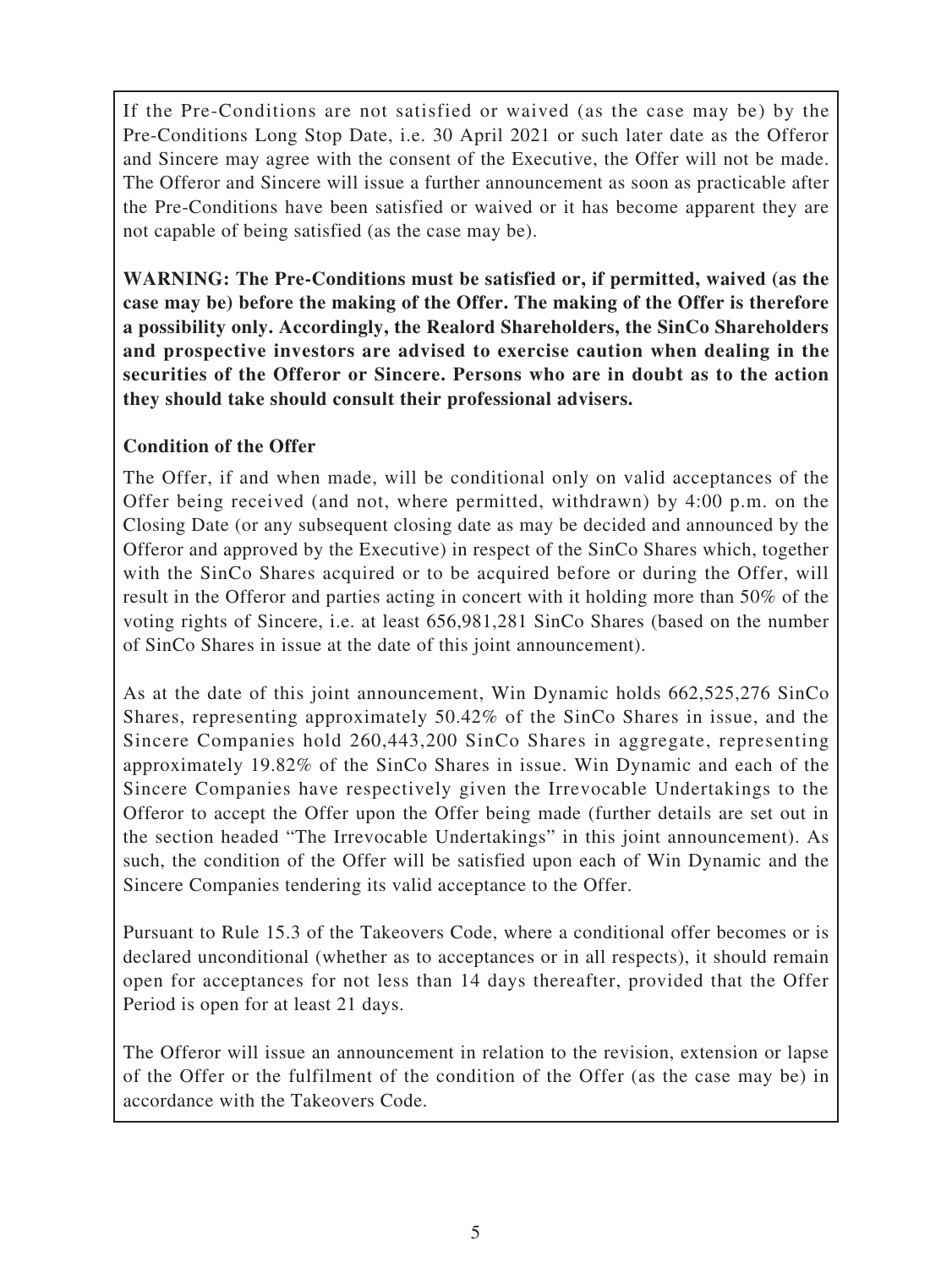If the Pre-Conditions are not satisfied or waived (as the case may be) by the Pre-Conditions Long Stop Date, i.e. 30 April 2021 or such later date as the Offeror and Sincere may agree with the consent of the Executive, the Offer will not be made. The Offeror and Sincere will issue a further announcement as soon as practicable after the Pre-Conditions have been satisfied or waived or it has become apparent they are not capable of being satisfied (as the case may be).

**WARNING: The Pre-Conditions must be satisfied or, if permitted, waived (as the case may be) before the making of the Offer. The making of the Offer is therefore a possibility only. Accordingly, the Realord Shareholders, the SinCo Shareholders and prospective investors are advised to exercise caution when dealing in the securities of the Offeror or Sincere. Persons who are in doubt as to the action they should take should consult their professional advisers.**

**Condition of the Offer**

The Offer, if and when made, will be conditional only on valid acceptances of the Offer being received (and not, where permitted, withdrawn) by 4:00 p.m. on the Closing Date (or any subsequent closing date as may be decided and announced by the Offeror and approved by the Executive) in respect of the SinCo Shares which, together with the SinCo Shares acquired or to be acquired before or during the Offer, will result in the Offeror and parties acting in concert with it holding more than 50% of the voting rights of Sincere, i.e. at least 656,981,281 SinCo Shares (based on the number of SinCo Shares in issue at the date of this joint announcement).

As at the date of this joint announcement, Win Dynamic holds 662,525,276 SinCo Shares, representing approximately 50.42% of the SinCo Shares in issue, and the Sincere Companies hold 260,443,200 SinCo Shares in aggregate, representing approximately 19.82% of the SinCo Shares in issue. Win Dynamic and each of the Sincere Companies have respectively given the Irrevocable Undertakings to the Offeror to accept the Offer upon the Offer being made (further details are set out in the section headed "The Irrevocable Undertakings" in this joint announcement). As such, the condition of the Offer will be satisfied upon each of Win Dynamic and the Sincere Companies tendering its valid acceptance to the Offer.

Pursuant to Rule 15.3 of the Takeovers Code, where a conditional offer becomes or is declared unconditional (whether as to acceptances or in all respects), it should remain open for acceptances for not less than 14 days thereafter, provided that the Offer Period is open for at least 21 days.

The Offeror will issue an announcement in relation to the revision, extension or lapse of the Offer or the fulfilment of the condition of the Offer (as the case may be) in accordance with the Takeovers Code.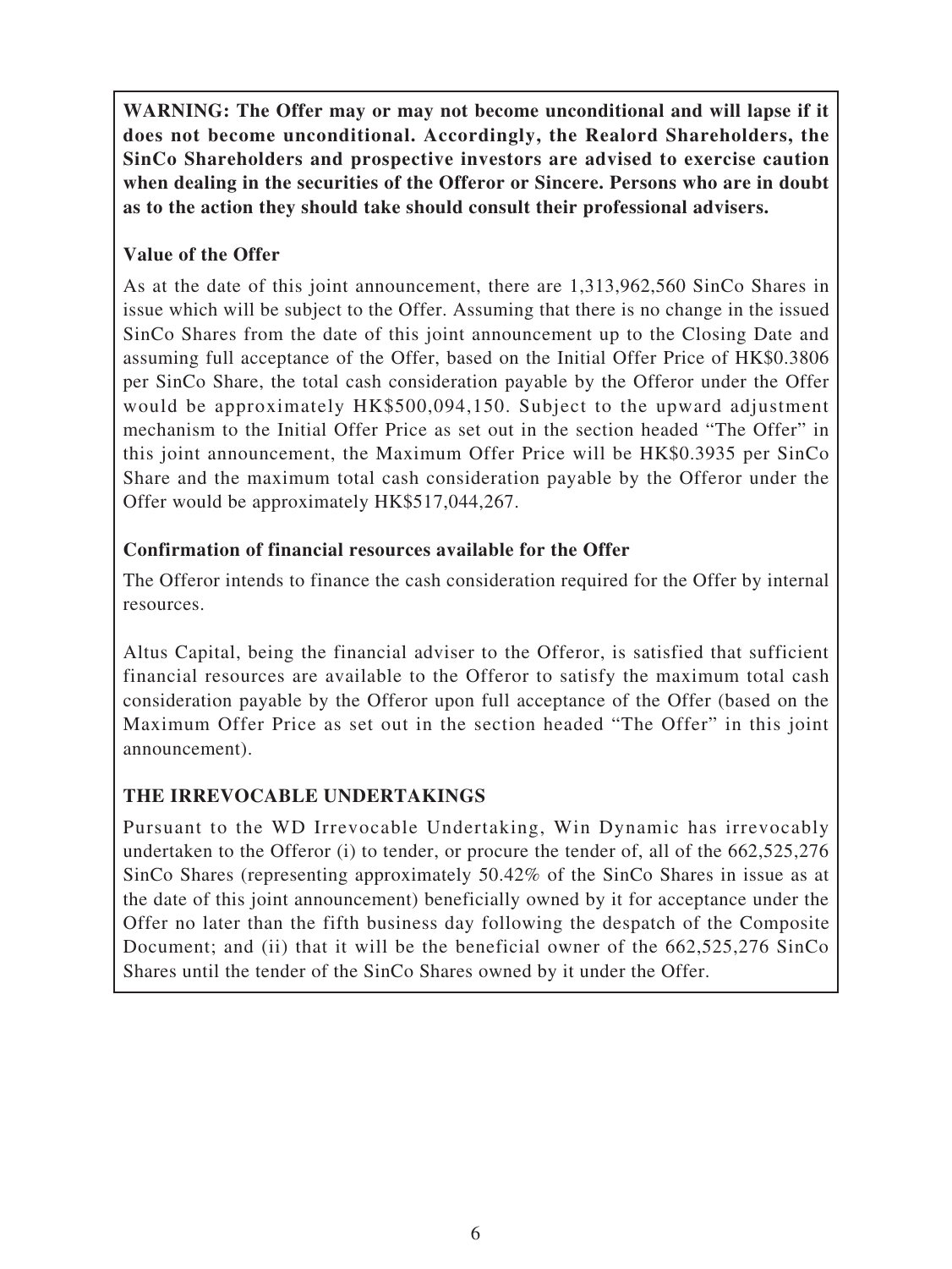**WARNING: The Offer may or may not become unconditional and will lapse if it does not become unconditional. Accordingly, the Realord Shareholders, the SinCo Shareholders and prospective investors are advised to exercise caution when dealing in the securities of the Offeror or Sincere. Persons who are in doubt as to the action they should take should consult their professional advisers.**

**Value of the Offer**

As at the date of this joint announcement, there are 1,313,962,560 SinCo Shares in issue which will be subject to the Offer. Assuming that there is no change in the issued SinCo Shares from the date of this joint announcement up to the Closing Date and assuming full acceptance of the Offer, based on the Initial Offer Price of HK$0.3806 per SinCo Share, the total cash consideration payable by the Offeror under the Offer would be approximately HK$500,094,150. Subject to the upward adjustment mechanism to the Initial Offer Price as set out in the section headed "The Offer" in this joint announcement, the Maximum Offer Price will be HK$0.3935 per SinCo Share and the maximum total cash consideration payable by the Offeror under the Offer would be approximately HK$517,044,267.

**Confirmation of financial resources available for the Offer**

The Offeror intends to finance the cash consideration required for the Offer by internal resources.

Altus Capital, being the financial adviser to the Offeror, is satisfied that sufficient financial resources are available to the Offeror to satisfy the maximum total cash consideration payable by the Offeror upon full acceptance of the Offer (based on the Maximum Offer Price as set out in the section headed "The Offer" in this joint announcement).

**THE IRREVOCABLE UNDERTAKINGS**

Pursuant to the WD Irrevocable Undertaking, Win Dynamic has irrevocably undertaken to the Offeror (i) to tender, or procure the tender of, all of the 662,525,276 SinCo Shares (representing approximately 50.42% of the SinCo Shares in issue as at the date of this joint announcement) beneficially owned by it for acceptance under the Offer no later than the fifth business day following the despatch of the Composite Document; and (ii) that it will be the beneficial owner of the 662,525,276 SinCo Shares until the tender of the SinCo Shares owned by it under the Offer.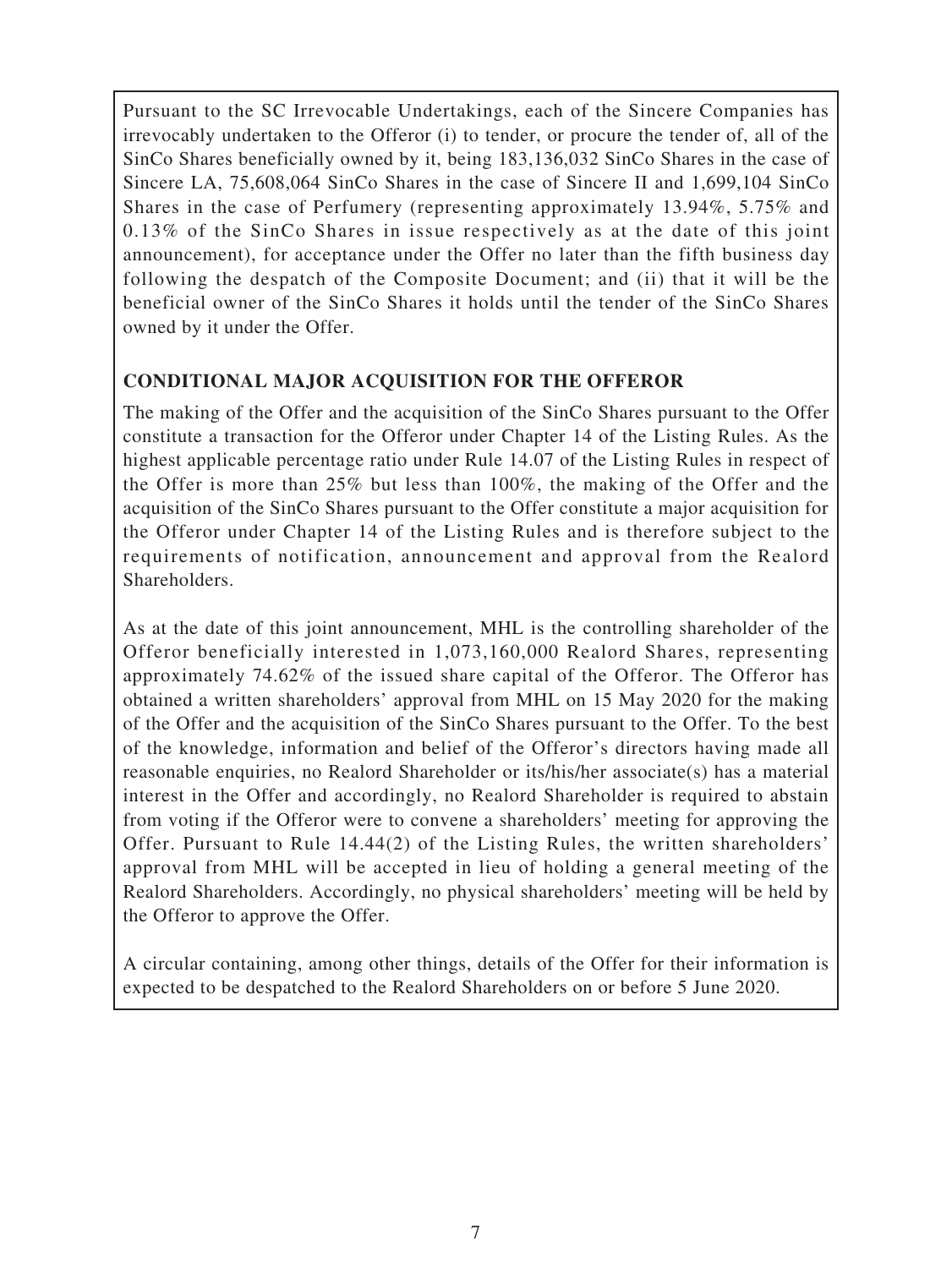Pursuant to the SC Irrevocable Undertakings, each of the Sincere Companies has irrevocably undertaken to the Offeror (i) to tender, or procure the tender of, all of the SinCo Shares beneficially owned by it, being 183,136,032 SinCo Shares in the case of Sincere LA, 75,608,064 SinCo Shares in the case of Sincere II and 1,699,104 SinCo Shares in the case of Perfumery (representing approximately 13.94%, 5.75% and 0.13% of the SinCo Shares in issue respectively as at the date of this joint announcement), for acceptance under the Offer no later than the fifth business day following the despatch of the Composite Document; and (ii) that it will be the beneficial owner of the SinCo Shares it holds until the tender of the SinCo Shares owned by it under the Offer.

## CONDITIONAL MAJOR ACQUISITION FOR THE OFFEROR

The making of the Offer and the acquisition of the SinCo Shares pursuant to the Offer constitute a transaction for the Offeror under Chapter 14 of the Listing Rules. As the highest applicable percentage ratio under Rule 14.07 of the Listing Rules in respect of the Offer is more than 25% but less than 100%, the making of the Offer and the acquisition of the SinCo Shares pursuant to the Offer constitute a major acquisition for the Offeror under Chapter 14 of the Listing Rules and is therefore subject to the requirements of notification, announcement and approval from the Realord Shareholders.

As at the date of this joint announcement, MHL is the controlling shareholder of the Offeror beneficially interested in 1,073,160,000 Realord Shares, representing approximately 74.62% of the issued share capital of the Offeror. The Offeror has obtained a written shareholders' approval from MHL on 15 May 2020 for the making of the Offer and the acquisition of the SinCo Shares pursuant to the Offer. To the best of the knowledge, information and belief of the Offeror's directors having made all reasonable enquiries, no Realord Shareholder or its/his/her associate(s) has a material interest in the Offer and accordingly, no Realord Shareholder is required to abstain from voting if the Offeror were to convene a shareholders' meeting for approving the Offer. Pursuant to Rule 14.44(2) of the Listing Rules, the written shareholders' approval from MHL will be accepted in lieu of holding a general meeting of the Realord Shareholders. Accordingly, no physical shareholders' meeting will be held by the Offeror to approve the Offer.

A circular containing, among other things, details of the Offer for their information is expected to be despatched to the Realord Shareholders on or before 5 June 2020.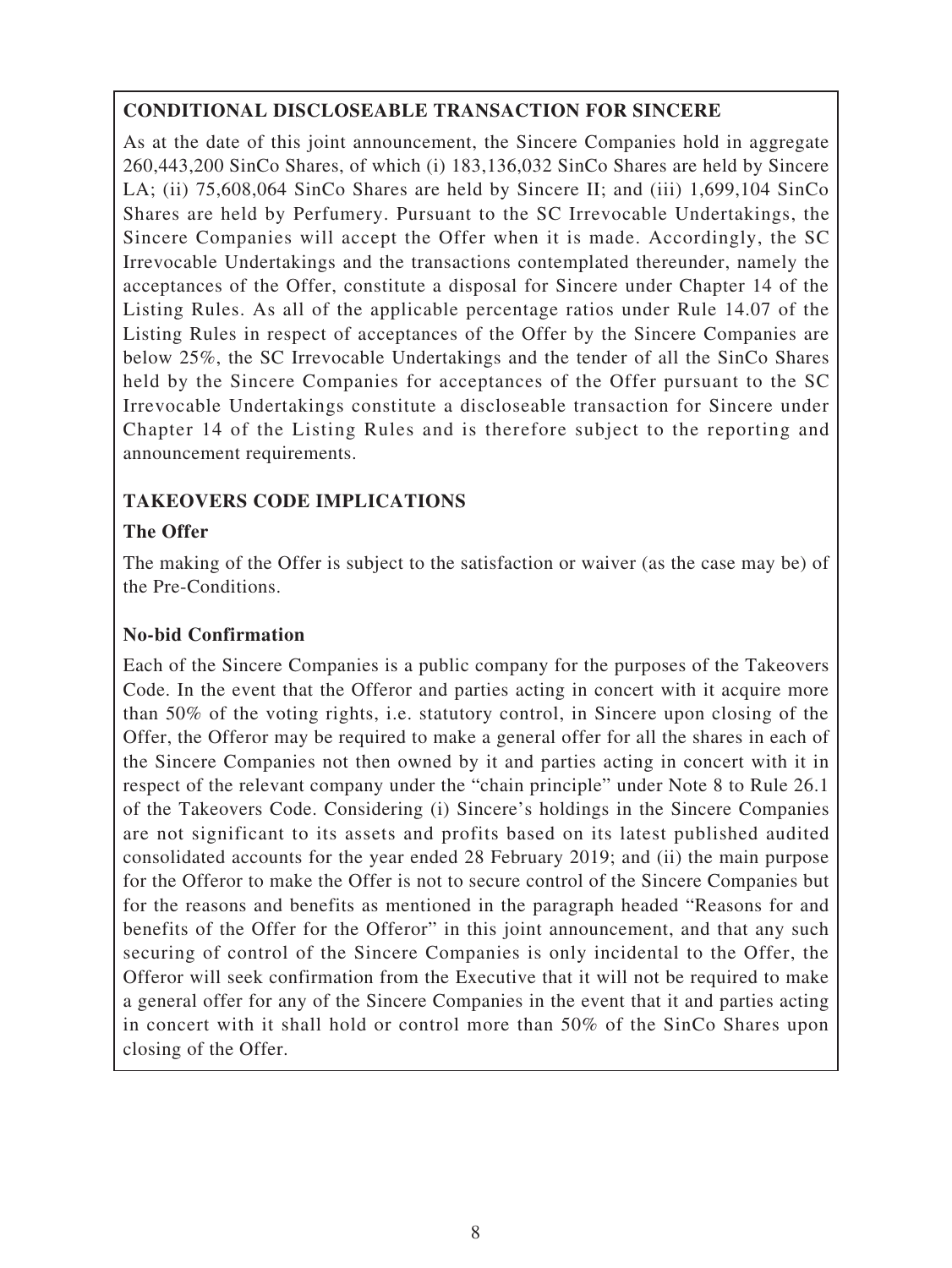## CONDITIONAL DISCLOSEABLE TRANSACTION FOR SINCERE

As at the date of this joint announcement, the Sincere Companies hold in aggregate 260,443,200 SinCo Shares, of which (i) 183,136,032 SinCo Shares are held by Sincere LA; (ii) 75,608,064 SinCo Shares are held by Sincere II; and (iii) 1,699,104 SinCo Shares are held by Perfumery. Pursuant to the SC Irrevocable Undertakings, the Sincere Companies will accept the Offer when it is made. Accordingly, the SC Irrevocable Undertakings and the transactions contemplated thereunder, namely the acceptances of the Offer, constitute a disposal for Sincere under Chapter 14 of the Listing Rules. As all of the applicable percentage ratios under Rule 14.07 of the Listing Rules in respect of acceptances of the Offer by the Sincere Companies are below 25%, the SC Irrevocable Undertakings and the tender of all the SinCo Shares held by the Sincere Companies for acceptances of the Offer pursuant to the SC Irrevocable Undertakings constitute a discloseable transaction for Sincere under Chapter 14 of the Listing Rules and is therefore subject to the reporting and announcement requirements.

## TAKEOVERS CODE IMPLICATIONS

### The Offer

The making of the Offer is subject to the satisfaction or waiver (as the case may be) of the Pre-Conditions.

### No-bid Confirmation

Each of the Sincere Companies is a public company for the purposes of the Takeovers Code. In the event that the Offeror and parties acting in concert with it acquire more than 50% of the voting rights, i.e. statutory control, in Sincere upon closing of the Offer, the Offeror may be required to make a general offer for all the shares in each of the Sincere Companies not then owned by it and parties acting in concert with it in respect of the relevant company under the "chain principle" under Note 8 to Rule 26.1 of the Takeovers Code. Considering (i) Sincere's holdings in the Sincere Companies are not significant to its assets and profits based on its latest published audited consolidated accounts for the year ended 28 February 2019; and (ii) the main purpose for the Offeror to make the Offer is not to secure control of the Sincere Companies but for the reasons and benefits as mentioned in the paragraph headed "Reasons for and benefits of the Offer for the Offeror" in this joint announcement, and that any such securing of control of the Sincere Companies is only incidental to the Offer, the Offeror will seek confirmation from the Executive that it will not be required to make a general offer for any of the Sincere Companies in the event that it and parties acting in concert with it shall hold or control more than 50% of the SinCo Shares upon closing of the Offer.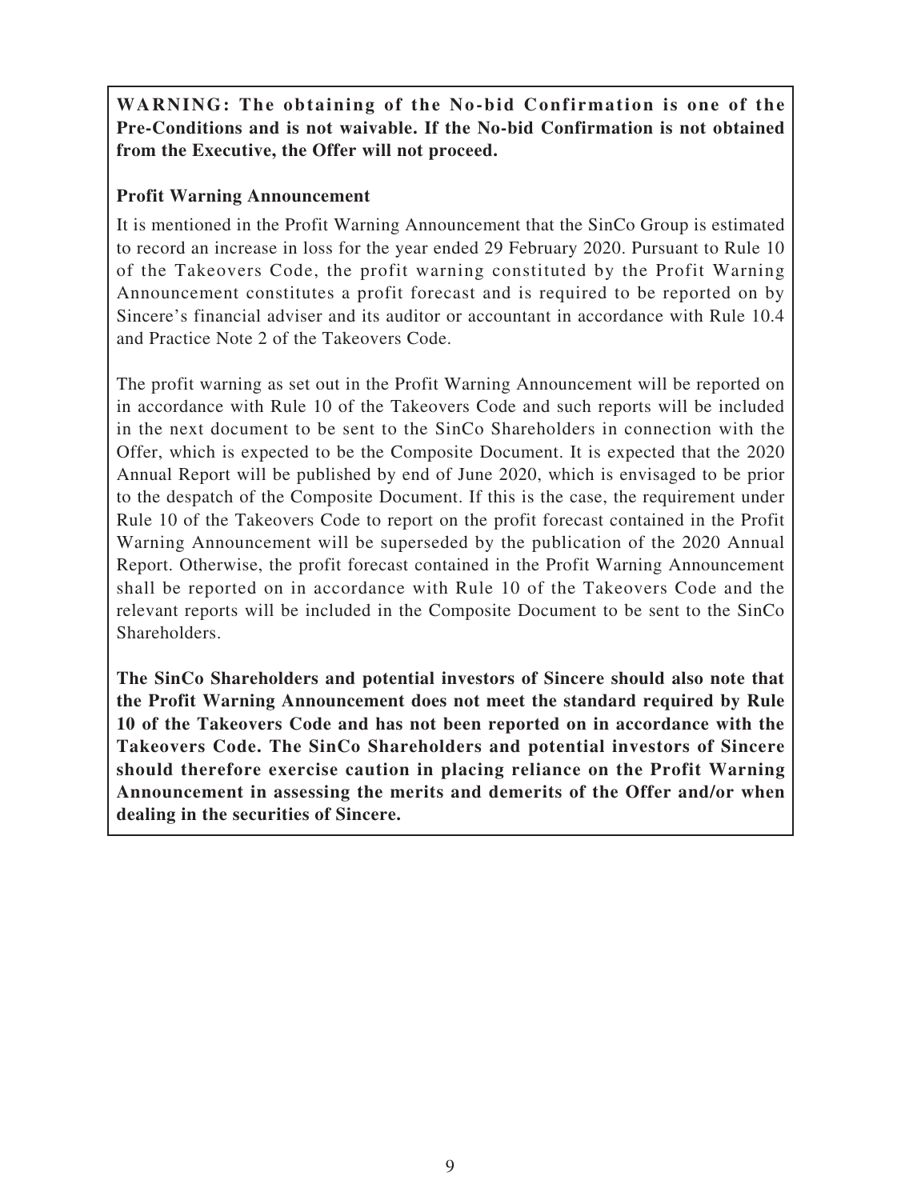**WARNING: The obtaining of the No-bid Confirmation is one of the Pre-Conditions and is not waivable. If the No-bid Confirmation is not obtained from the Executive, the Offer will not proceed.**

**Profit Warning Announcement**

It is mentioned in the Profit Warning Announcement that the SinCo Group is estimated to record an increase in loss for the year ended 29 February 2020. Pursuant to Rule 10 of the Takeovers Code, the profit warning constituted by the Profit Warning Announcement constitutes a profit forecast and is required to be reported on by Sincere's financial adviser and its auditor or accountant in accordance with Rule 10.4 and Practice Note 2 of the Takeovers Code.

The profit warning as set out in the Profit Warning Announcement will be reported on in accordance with Rule 10 of the Takeovers Code and such reports will be included in the next document to be sent to the SinCo Shareholders in connection with the Offer, which is expected to be the Composite Document. It is expected that the 2020 Annual Report will be published by end of June 2020, which is envisaged to be prior to the despatch of the Composite Document. If this is the case, the requirement under Rule 10 of the Takeovers Code to report on the profit forecast contained in the Profit Warning Announcement will be superseded by the publication of the 2020 Annual Report. Otherwise, the profit forecast contained in the Profit Warning Announcement shall be reported on in accordance with Rule 10 of the Takeovers Code and the relevant reports will be included in the Composite Document to be sent to the SinCo Shareholders.

**The SinCo Shareholders and potential investors of Sincere should also note that the Profit Warning Announcement does not meet the standard required by Rule 10 of the Takeovers Code and has not been reported on in accordance with the Takeovers Code. The SinCo Shareholders and potential investors of Sincere should therefore exercise caution in placing reliance on the Profit Warning Announcement in assessing the merits and demerits of the Offer and/or when dealing in the securities of Sincere.**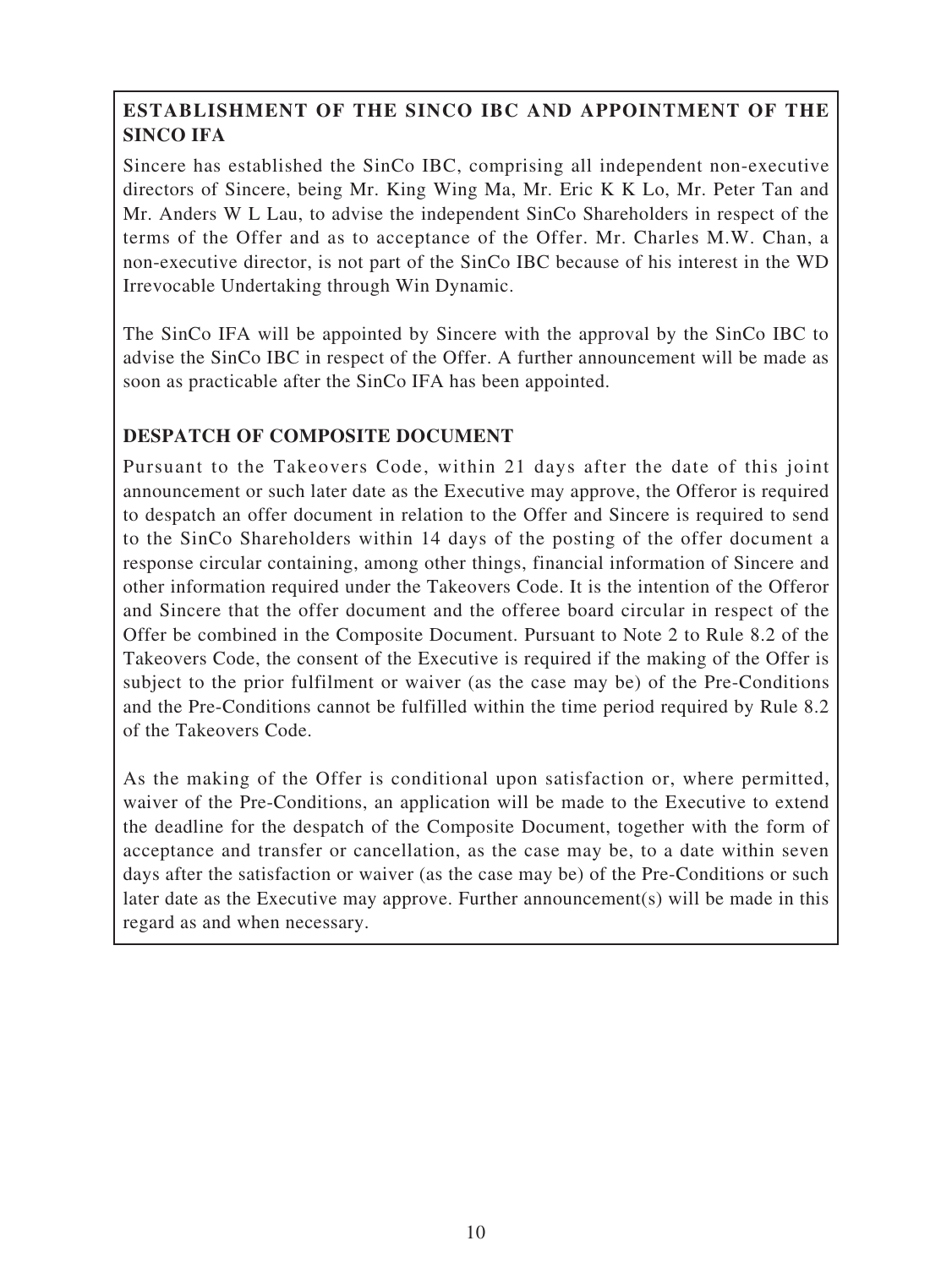## ESTABLISHMENT OF THE SINCO IBC AND APPOINTMENT OF THE SINCO IFA

Sincere has established the SinCo IBC, comprising all independent non-executive directors of Sincere, being Mr. King Wing Ma, Mr. Eric K K Lo, Mr. Peter Tan and Mr. Anders W L Lau, to advise the independent SinCo Shareholders in respect of the terms of the Offer and as to acceptance of the Offer. Mr. Charles M.W. Chan, a non-executive director, is not part of the SinCo IBC because of his interest in the WD Irrevocable Undertaking through Win Dynamic.

The SinCo IFA will be appointed by Sincere with the approval by the SinCo IBC to advise the SinCo IBC in respect of the Offer. A further announcement will be made as soon as practicable after the SinCo IFA has been appointed.

## DESPATCH OF COMPOSITE DOCUMENT

Pursuant to the Takeovers Code, within 21 days after the date of this joint announcement or such later date as the Executive may approve, the Offeror is required to despatch an offer document in relation to the Offer and Sincere is required to send to the SinCo Shareholders within 14 days of the posting of the offer document a response circular containing, among other things, financial information of Sincere and other information required under the Takeovers Code. It is the intention of the Offeror and Sincere that the offer document and the offeree board circular in respect of the Offer be combined in the Composite Document. Pursuant to Note 2 to Rule 8.2 of the Takeovers Code, the consent of the Executive is required if the making of the Offer is subject to the prior fulfilment or waiver (as the case may be) of the Pre-Conditions and the Pre-Conditions cannot be fulfilled within the time period required by Rule 8.2 of the Takeovers Code.

As the making of the Offer is conditional upon satisfaction or, where permitted, waiver of the Pre-Conditions, an application will be made to the Executive to extend the deadline for the despatch of the Composite Document, together with the form of acceptance and transfer or cancellation, as the case may be, to a date within seven days after the satisfaction or waiver (as the case may be) of the Pre-Conditions or such later date as the Executive may approve. Further announcement(s) will be made in this regard as and when necessary.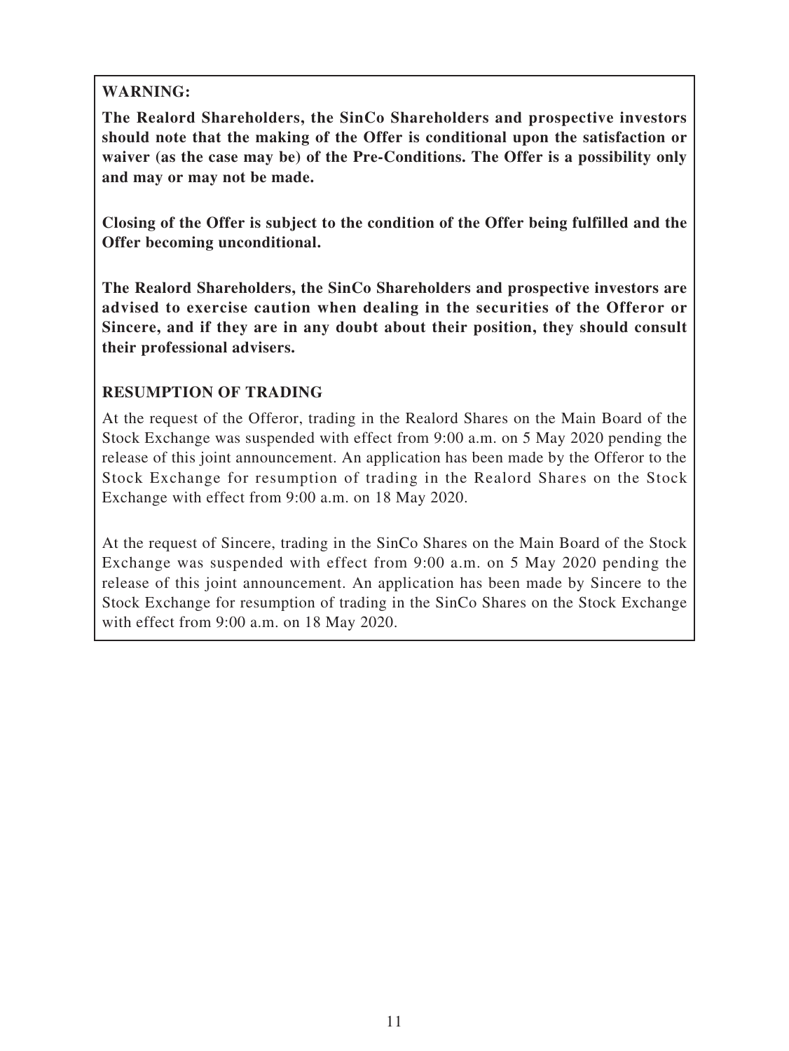**WARNING:**

**The Realord Shareholders, the SinCo Shareholders and prospective investors should note that the making of the Offer is conditional upon the satisfaction or waiver (as the case may be) of the Pre-Conditions. The Offer is a possibility only and may or may not be made.**

**Closing of the Offer is subject to the condition of the Offer being fulfilled and the Offer becoming unconditional.**

**The Realord Shareholders, the SinCo Shareholders and prospective investors are advised to exercise caution when dealing in the securities of the Offeror or Sincere, and if they are in any doubt about their position, they should consult their professional advisers.**

## RESUMPTION OF TRADING

At the request of the Offeror, trading in the Realord Shares on the Main Board of the Stock Exchange was suspended with effect from 9:00 a.m. on 5 May 2020 pending the release of this joint announcement. An application has been made by the Offeror to the Stock Exchange for resumption of trading in the Realord Shares on the Stock Exchange with effect from 9:00 a.m. on 18 May 2020.

At the request of Sincere, trading in the SinCo Shares on the Main Board of the Stock Exchange was suspended with effect from 9:00 a.m. on 5 May 2020 pending the release of this joint announcement. An application has been made by Sincere to the Stock Exchange for resumption of trading in the SinCo Shares on the Stock Exchange with effect from 9:00 a.m. on 18 May 2020.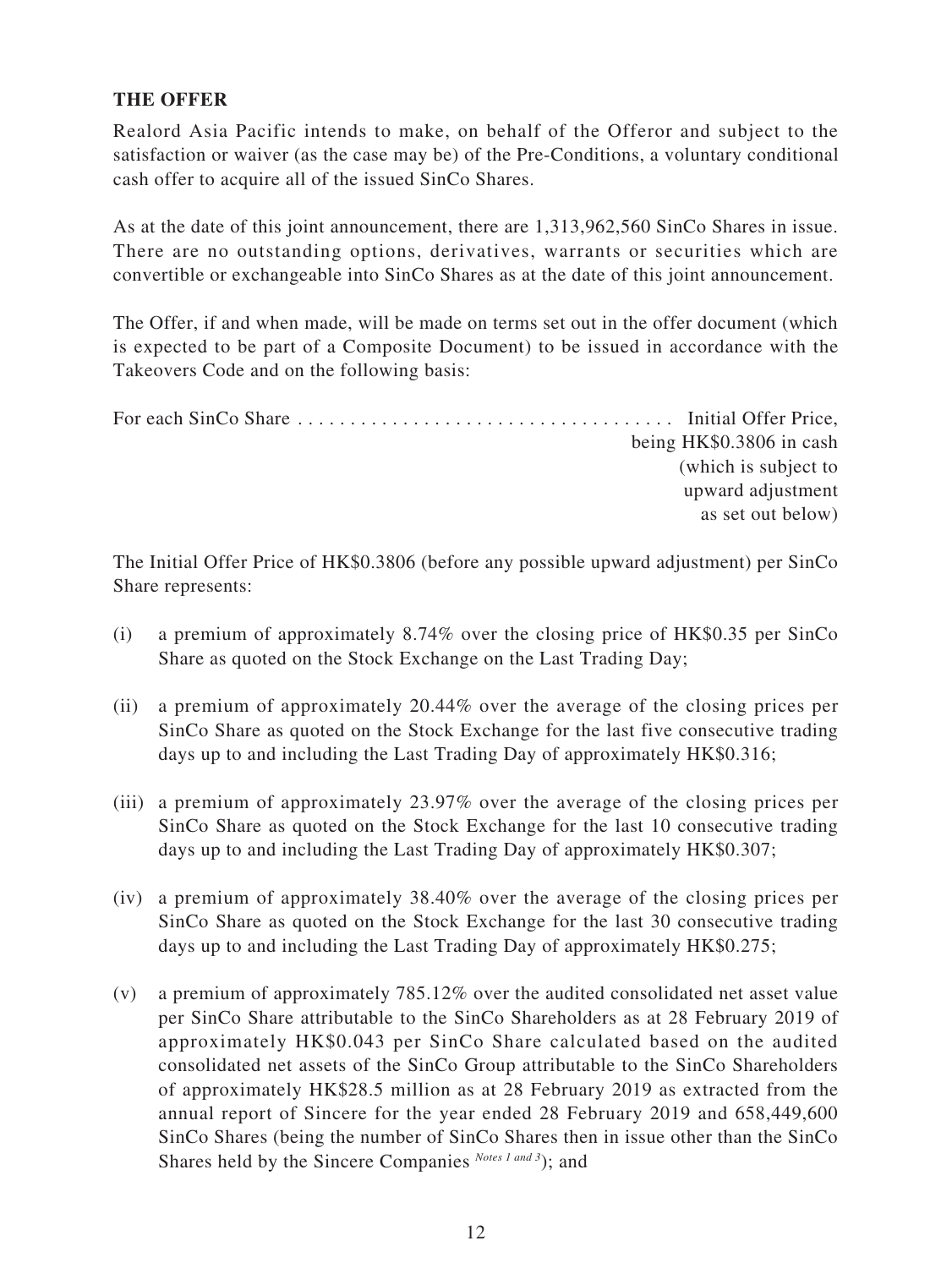## THE OFFER

Realord Asia Pacific intends to make, on behalf of the Offeror and subject to the satisfaction or waiver (as the case may be) of the Pre-Conditions, a voluntary conditional cash offer to acquire all of the issued SinCo Shares.

As at the date of this joint announcement, there are 1,313,962,560 SinCo Shares in issue. There are no outstanding options, derivatives, warrants or securities which are convertible or exchangeable into SinCo Shares as at the date of this joint announcement.

The Offer, if and when made, will be made on terms set out in the offer document (which is expected to be part of a Composite Document) to be issued in accordance with the Takeovers Code and on the following basis:

For each SinCo Share . . . . . . . . . . . . . . . . . . . . . . . . . . . . . . . . . . . . Initial Offer Price, being HK$0.3806 in cash (which is subject to upward adjustment as set out below)

The Initial Offer Price of HK$0.3806 (before any possible upward adjustment) per SinCo Share represents:

(i) a premium of approximately 8.74% over the closing price of HK$0.35 per SinCo Share as quoted on the Stock Exchange on the Last Trading Day;

(ii) a premium of approximately 20.44% over the average of the closing prices per SinCo Share as quoted on the Stock Exchange for the last five consecutive trading days up to and including the Last Trading Day of approximately HK$0.316;

(iii) a premium of approximately 23.97% over the average of the closing prices per SinCo Share as quoted on the Stock Exchange for the last 10 consecutive trading days up to and including the Last Trading Day of approximately HK$0.307;

(iv) a premium of approximately 38.40% over the average of the closing prices per SinCo Share as quoted on the Stock Exchange for the last 30 consecutive trading days up to and including the Last Trading Day of approximately HK$0.275;

(v) a premium of approximately 785.12% over the audited consolidated net asset value per SinCo Share attributable to the SinCo Shareholders as at 28 February 2019 of approximately HK$0.043 per SinCo Share calculated based on the audited consolidated net assets of the SinCo Group attributable to the SinCo Shareholders of approximately HK$28.5 million as at 28 February 2019 as extracted from the annual report of Sincere for the year ended 28 February 2019 and 658,449,600 SinCo Shares (being the number of SinCo Shares then in issue other than the SinCo Shares held by the Sincere Companies *Notes 1 and 3*); and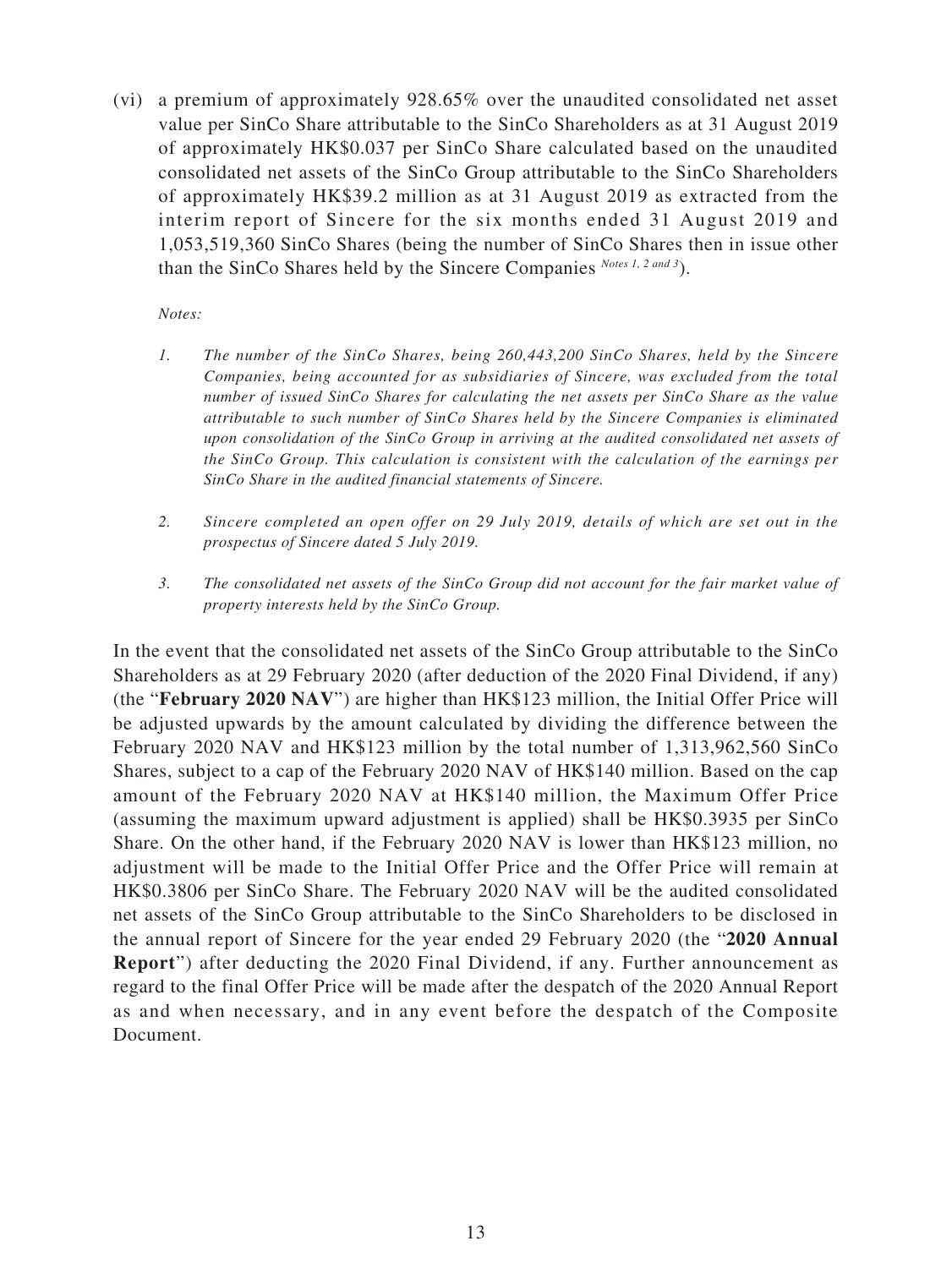(vi) a premium of approximately 928.65% over the unaudited consolidated net asset value per SinCo Share attributable to the SinCo Shareholders as at 31 August 2019 of approximately HK$0.037 per SinCo Share calculated based on the unaudited consolidated net assets of the SinCo Group attributable to the SinCo Shareholders of approximately HK$39.2 million as at 31 August 2019 as extracted from the interim report of Sincere for the six months ended 31 August 2019 and 1,053,519,360 SinCo Shares (being the number of SinCo Shares then in issue other than the SinCo Shares held by the Sincere Companies *Notes 1, 2 and 3*).

*Notes:*

1. *The number of the SinCo Shares, being 260,443,200 SinCo Shares, held by the Sincere Companies, being accounted for as subsidiaries of Sincere, was excluded from the total number of issued SinCo Shares for calculating the net assets per SinCo Share as the value attributable to such number of SinCo Shares held by the Sincere Companies is eliminated upon consolidation of the SinCo Group in arriving at the audited consolidated net assets of the SinCo Group. This calculation is consistent with the calculation of the earnings per SinCo Share in the audited financial statements of Sincere.*

2. *Sincere completed an open offer on 29 July 2019, details of which are set out in the prospectus of Sincere dated 5 July 2019.*

3. *The consolidated net assets of the SinCo Group did not account for the fair market value of property interests held by the SinCo Group.*

In the event that the consolidated net assets of the SinCo Group attributable to the SinCo Shareholders as at 29 February 2020 (after deduction of the 2020 Final Dividend, if any) (the "**February 2020 NAV**") are higher than HK$123 million, the Initial Offer Price will be adjusted upwards by the amount calculated by dividing the difference between the February 2020 NAV and HK$123 million by the total number of 1,313,962,560 SinCo Shares, subject to a cap of the February 2020 NAV of HK$140 million. Based on the cap amount of the February 2020 NAV at HK$140 million, the Maximum Offer Price (assuming the maximum upward adjustment is applied) shall be HK$0.3935 per SinCo Share. On the other hand, if the February 2020 NAV is lower than HK$123 million, no adjustment will be made to the Initial Offer Price and the Offer Price will remain at HK$0.3806 per SinCo Share. The February 2020 NAV will be the audited consolidated net assets of the SinCo Group attributable to the SinCo Shareholders to be disclosed in the annual report of Sincere for the year ended 29 February 2020 (the "**2020 Annual Report**") after deducting the 2020 Final Dividend, if any. Further announcement as regard to the final Offer Price will be made after the despatch of the 2020 Annual Report as and when necessary, and in any event before the despatch of the Composite Document.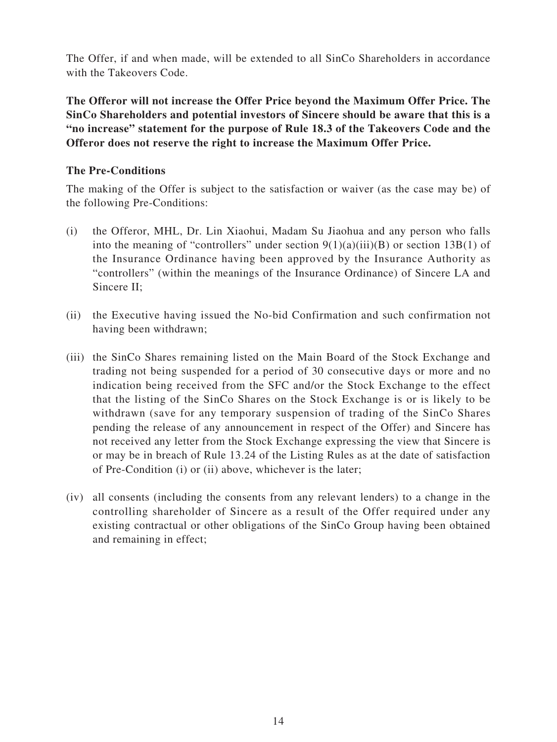The Offer, if and when made, will be extended to all SinCo Shareholders in accordance with the Takeovers Code.

**The Offeror will not increase the Offer Price beyond the Maximum Offer Price. The SinCo Shareholders and potential investors of Sincere should be aware that this is a "no increase" statement for the purpose of Rule 18.3 of the Takeovers Code and the Offeror does not reserve the right to increase the Maximum Offer Price.**

### The Pre-Conditions

The making of the Offer is subject to the satisfaction or waiver (as the case may be) of the following Pre-Conditions:

(i) the Offeror, MHL, Dr. Lin Xiaohui, Madam Su Jiaohua and any person who falls into the meaning of "controllers" under section 9(1)(a)(iii)(B) or section 13B(1) of the Insurance Ordinance having been approved by the Insurance Authority as "controllers" (within the meanings of the Insurance Ordinance) of Sincere LA and Sincere II;

(ii) the Executive having issued the No-bid Confirmation and such confirmation not having been withdrawn;

(iii) the SinCo Shares remaining listed on the Main Board of the Stock Exchange and trading not being suspended for a period of 30 consecutive days or more and no indication being received from the SFC and/or the Stock Exchange to the effect that the listing of the SinCo Shares on the Stock Exchange is or is likely to be withdrawn (save for any temporary suspension of trading of the SinCo Shares pending the release of any announcement in respect of the Offer) and Sincere has not received any letter from the Stock Exchange expressing the view that Sincere is or may be in breach of Rule 13.24 of the Listing Rules as at the date of satisfaction of Pre-Condition (i) or (ii) above, whichever is the later;

(iv) all consents (including the consents from any relevant lenders) to a change in the controlling shareholder of Sincere as a result of the Offer required under any existing contractual or other obligations of the SinCo Group having been obtained and remaining in effect;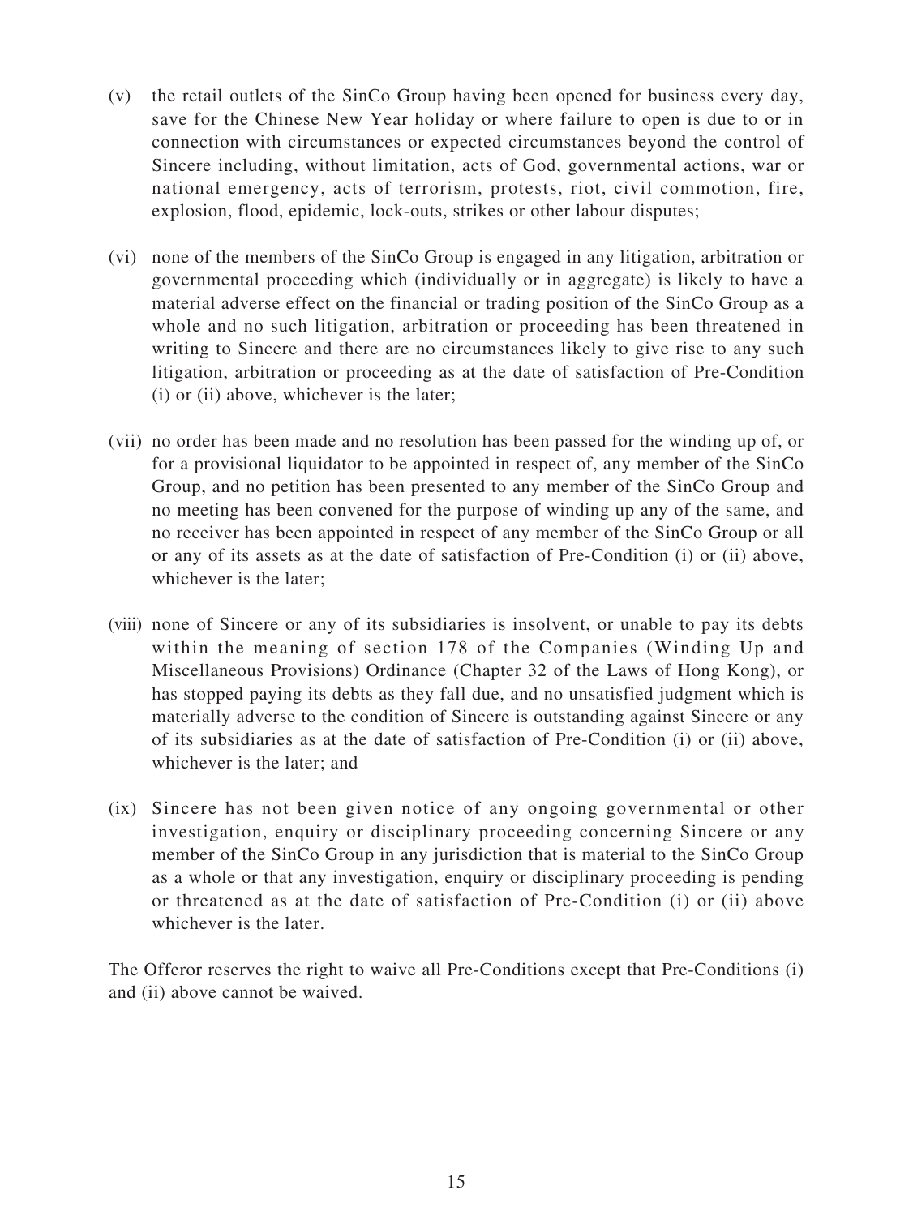(v) the retail outlets of the SinCo Group having been opened for business every day, save for the Chinese New Year holiday or where failure to open is due to or in connection with circumstances or expected circumstances beyond the control of Sincere including, without limitation, acts of God, governmental actions, war or national emergency, acts of terrorism, protests, riot, civil commotion, fire, explosion, flood, epidemic, lock-outs, strikes or other labour disputes;

(vi) none of the members of the SinCo Group is engaged in any litigation, arbitration or governmental proceeding which (individually or in aggregate) is likely to have a material adverse effect on the financial or trading position of the SinCo Group as a whole and no such litigation, arbitration or proceeding has been threatened in writing to Sincere and there are no circumstances likely to give rise to any such litigation, arbitration or proceeding as at the date of satisfaction of Pre-Condition (i) or (ii) above, whichever is the later;

(vii) no order has been made and no resolution has been passed for the winding up of, or for a provisional liquidator to be appointed in respect of, any member of the SinCo Group, and no petition has been presented to any member of the SinCo Group and no meeting has been convened for the purpose of winding up any of the same, and no receiver has been appointed in respect of any member of the SinCo Group or all or any of its assets as at the date of satisfaction of Pre-Condition (i) or (ii) above, whichever is the later;

(viii) none of Sincere or any of its subsidiaries is insolvent, or unable to pay its debts within the meaning of section 178 of the Companies (Winding Up and Miscellaneous Provisions) Ordinance (Chapter 32 of the Laws of Hong Kong), or has stopped paying its debts as they fall due, and no unsatisfied judgment which is materially adverse to the condition of Sincere is outstanding against Sincere or any of its subsidiaries as at the date of satisfaction of Pre-Condition (i) or (ii) above, whichever is the later; and

(ix) Sincere has not been given notice of any ongoing governmental or other investigation, enquiry or disciplinary proceeding concerning Sincere or any member of the SinCo Group in any jurisdiction that is material to the SinCo Group as a whole or that any investigation, enquiry or disciplinary proceeding is pending or threatened as at the date of satisfaction of Pre-Condition (i) or (ii) above whichever is the later.

The Offeror reserves the right to waive all Pre-Conditions except that Pre-Conditions (i) and (ii) above cannot be waived.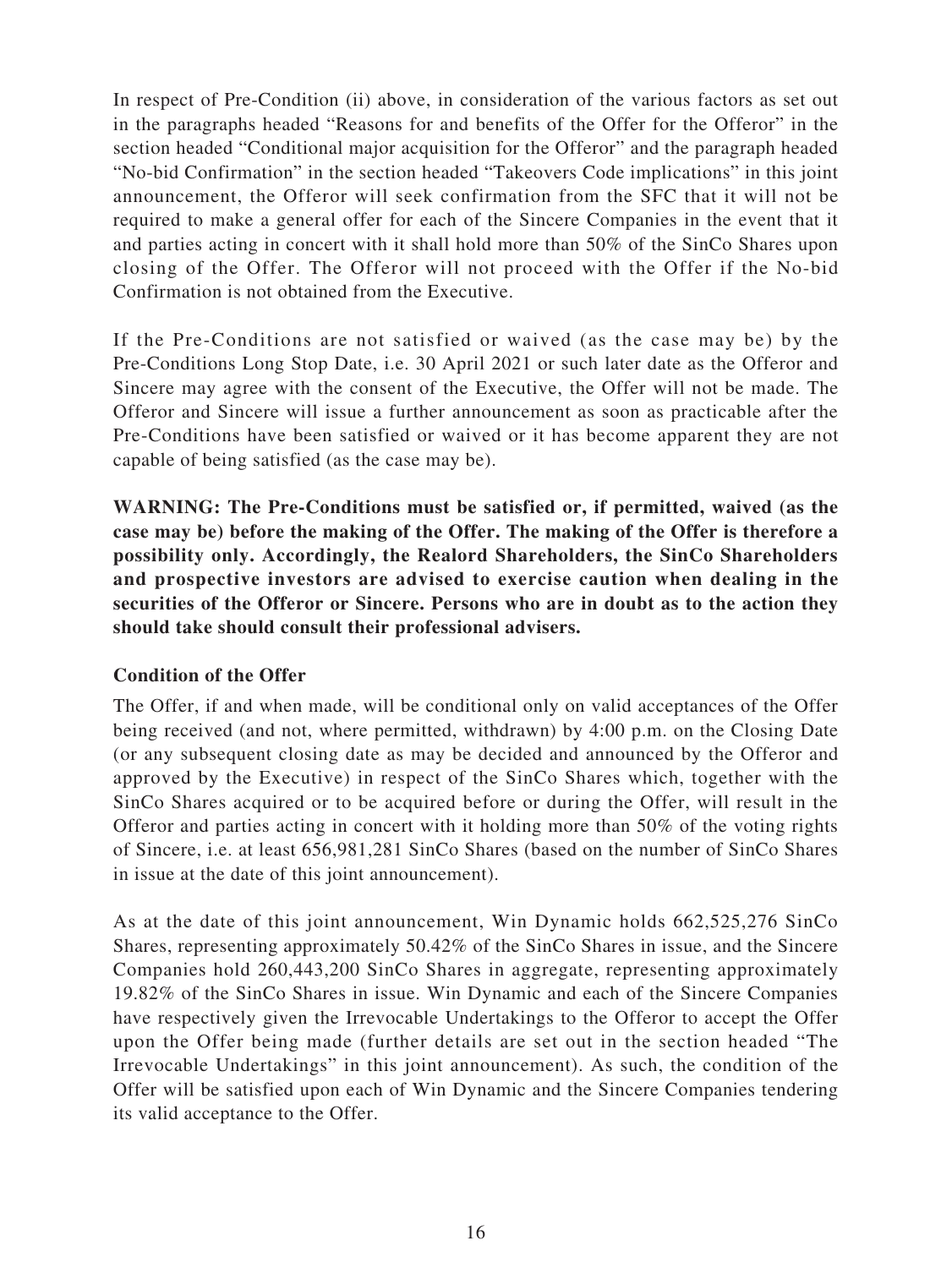In respect of Pre-Condition (ii) above, in consideration of the various factors as set out in the paragraphs headed "Reasons for and benefits of the Offer for the Offeror" in the section headed "Conditional major acquisition for the Offeror" and the paragraph headed "No-bid Confirmation" in the section headed "Takeovers Code implications" in this joint announcement, the Offeror will seek confirmation from the SFC that it will not be required to make a general offer for each of the Sincere Companies in the event that it and parties acting in concert with it shall hold more than 50% of the SinCo Shares upon closing of the Offer. The Offeror will not proceed with the Offer if the No-bid Confirmation is not obtained from the Executive.

If the Pre-Conditions are not satisfied or waived (as the case may be) by the Pre-Conditions Long Stop Date, i.e. 30 April 2021 or such later date as the Offeror and Sincere may agree with the consent of the Executive, the Offer will not be made. The Offeror and Sincere will issue a further announcement as soon as practicable after the Pre-Conditions have been satisfied or waived or it has become apparent they are not capable of being satisfied (as the case may be).

**WARNING: The Pre-Conditions must be satisfied or, if permitted, waived (as the case may be) before the making of the Offer. The making of the Offer is therefore a possibility only. Accordingly, the Realord Shareholders, the SinCo Shareholders and prospective investors are advised to exercise caution when dealing in the securities of the Offeror or Sincere. Persons who are in doubt as to the action they should take should consult their professional advisers.**

**Condition of the Offer**

The Offer, if and when made, will be conditional only on valid acceptances of the Offer being received (and not, where permitted, withdrawn) by 4:00 p.m. on the Closing Date (or any subsequent closing date as may be decided and announced by the Offeror and approved by the Executive) in respect of the SinCo Shares which, together with the SinCo Shares acquired or to be acquired before or during the Offer, will result in the Offeror and parties acting in concert with it holding more than 50% of the voting rights of Sincere, i.e. at least 656,981,281 SinCo Shares (based on the number of SinCo Shares in issue at the date of this joint announcement).

As at the date of this joint announcement, Win Dynamic holds 662,525,276 SinCo Shares, representing approximately 50.42% of the SinCo Shares in issue, and the Sincere Companies hold 260,443,200 SinCo Shares in aggregate, representing approximately 19.82% of the SinCo Shares in issue. Win Dynamic and each of the Sincere Companies have respectively given the Irrevocable Undertakings to the Offeror to accept the Offer upon the Offer being made (further details are set out in the section headed "The Irrevocable Undertakings" in this joint announcement). As such, the condition of the Offer will be satisfied upon each of Win Dynamic and the Sincere Companies tendering its valid acceptance to the Offer.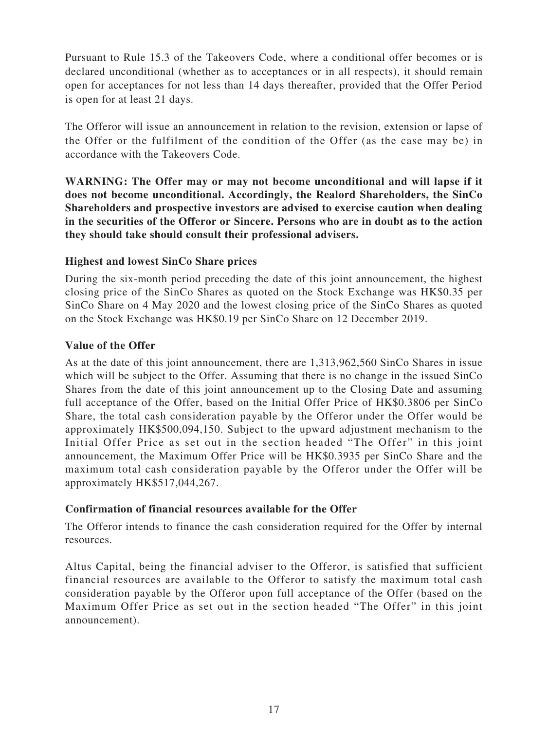Pursuant to Rule 15.3 of the Takeovers Code, where a conditional offer becomes or is declared unconditional (whether as to acceptances or in all respects), it should remain open for acceptances for not less than 14 days thereafter, provided that the Offer Period is open for at least 21 days.

The Offeror will issue an announcement in relation to the revision, extension or lapse of the Offer or the fulfilment of the condition of the Offer (as the case may be) in accordance with the Takeovers Code.

**WARNING: The Offer may or may not become unconditional and will lapse if it does not become unconditional. Accordingly, the Realord Shareholders, the SinCo Shareholders and prospective investors are advised to exercise caution when dealing in the securities of the Offeror or Sincere. Persons who are in doubt as to the action they should take should consult their professional advisers.**

### Highest and lowest SinCo Share prices

During the six-month period preceding the date of this joint announcement, the highest closing price of the SinCo Shares as quoted on the Stock Exchange was HK$0.35 per SinCo Share on 4 May 2020 and the lowest closing price of the SinCo Shares as quoted on the Stock Exchange was HK$0.19 per SinCo Share on 12 December 2019.

### Value of the Offer

As at the date of this joint announcement, there are 1,313,962,560 SinCo Shares in issue which will be subject to the Offer. Assuming that there is no change in the issued SinCo Shares from the date of this joint announcement up to the Closing Date and assuming full acceptance of the Offer, based on the Initial Offer Price of HK$0.3806 per SinCo Share, the total cash consideration payable by the Offeror under the Offer would be approximately HK$500,094,150. Subject to the upward adjustment mechanism to the Initial Offer Price as set out in the section headed "The Offer" in this joint announcement, the Maximum Offer Price will be HK$0.3935 per SinCo Share and the maximum total cash consideration payable by the Offeror under the Offer will be approximately HK$517,044,267.

### Confirmation of financial resources available for the Offer

The Offeror intends to finance the cash consideration required for the Offer by internal resources.

Altus Capital, being the financial adviser to the Offeror, is satisfied that sufficient financial resources are available to the Offeror to satisfy the maximum total cash consideration payable by the Offeror upon full acceptance of the Offer (based on the Maximum Offer Price as set out in the section headed "The Offer" in this joint announcement).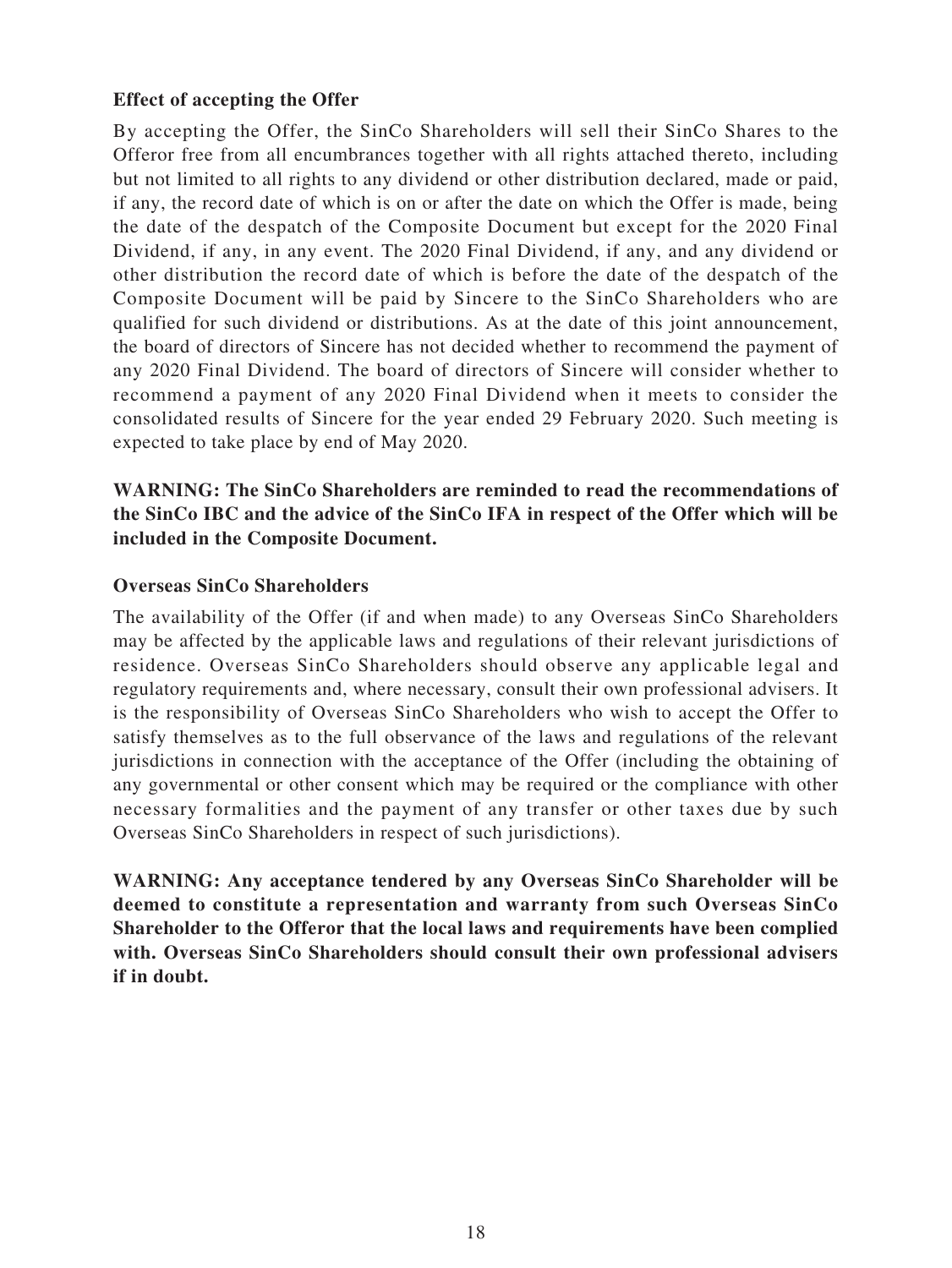**Effect of accepting the Offer**

By accepting the Offer, the SinCo Shareholders will sell their SinCo Shares to the Offeror free from all encumbrances together with all rights attached thereto, including but not limited to all rights to any dividend or other distribution declared, made or paid, if any, the record date of which is on or after the date on which the Offer is made, being the date of the despatch of the Composite Document but except for the 2020 Final Dividend, if any, in any event. The 2020 Final Dividend, if any, and any dividend or other distribution the record date of which is before the date of the despatch of the Composite Document will be paid by Sincere to the SinCo Shareholders who are qualified for such dividend or distributions. As at the date of this joint announcement, the board of directors of Sincere has not decided whether to recommend the payment of any 2020 Final Dividend. The board of directors of Sincere will consider whether to recommend a payment of any 2020 Final Dividend when it meets to consider the consolidated results of Sincere for the year ended 29 February 2020. Such meeting is expected to take place by end of May 2020.

**WARNING: The SinCo Shareholders are reminded to read the recommendations of the SinCo IBC and the advice of the SinCo IFA in respect of the Offer which will be included in the Composite Document.**

**Overseas SinCo Shareholders**

The availability of the Offer (if and when made) to any Overseas SinCo Shareholders may be affected by the applicable laws and regulations of their relevant jurisdictions of residence. Overseas SinCo Shareholders should observe any applicable legal and regulatory requirements and, where necessary, consult their own professional advisers. It is the responsibility of Overseas SinCo Shareholders who wish to accept the Offer to satisfy themselves as to the full observance of the laws and regulations of the relevant jurisdictions in connection with the acceptance of the Offer (including the obtaining of any governmental or other consent which may be required or the compliance with other necessary formalities and the payment of any transfer or other taxes due by such Overseas SinCo Shareholders in respect of such jurisdictions).

**WARNING: Any acceptance tendered by any Overseas SinCo Shareholder will be deemed to constitute a representation and warranty from such Overseas SinCo Shareholder to the Offeror that the local laws and requirements have been complied with. Overseas SinCo Shareholders should consult their own professional advisers if in doubt.**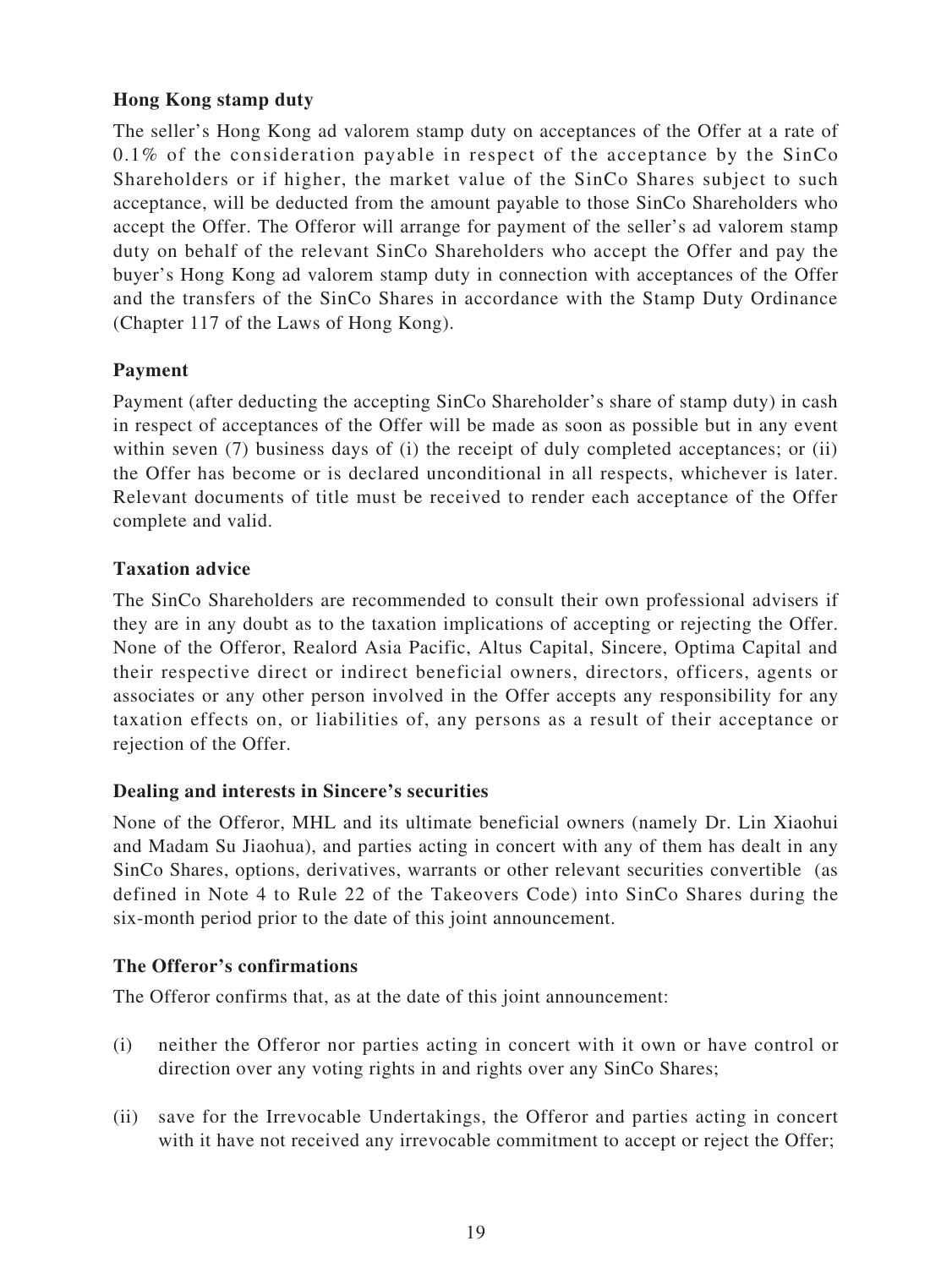### Hong Kong stamp duty

The seller's Hong Kong ad valorem stamp duty on acceptances of the Offer at a rate of 0.1% of the consideration payable in respect of the acceptance by the SinCo Shareholders or if higher, the market value of the SinCo Shares subject to such acceptance, will be deducted from the amount payable to those SinCo Shareholders who accept the Offer. The Offeror will arrange for payment of the seller's ad valorem stamp duty on behalf of the relevant SinCo Shareholders who accept the Offer and pay the buyer's Hong Kong ad valorem stamp duty in connection with acceptances of the Offer and the transfers of the SinCo Shares in accordance with the Stamp Duty Ordinance (Chapter 117 of the Laws of Hong Kong).

### Payment

Payment (after deducting the accepting SinCo Shareholder's share of stamp duty) in cash in respect of acceptances of the Offer will be made as soon as possible but in any event within seven (7) business days of (i) the receipt of duly completed acceptances; or (ii) the Offer has become or is declared unconditional in all respects, whichever is later. Relevant documents of title must be received to render each acceptance of the Offer complete and valid.

### Taxation advice

The SinCo Shareholders are recommended to consult their own professional advisers if they are in any doubt as to the taxation implications of accepting or rejecting the Offer. None of the Offeror, Realord Asia Pacific, Altus Capital, Sincere, Optima Capital and their respective direct or indirect beneficial owners, directors, officers, agents or associates or any other person involved in the Offer accepts any responsibility for any taxation effects on, or liabilities of, any persons as a result of their acceptance or rejection of the Offer.

### Dealing and interests in Sincere's securities

None of the Offeror, MHL and its ultimate beneficial owners (namely Dr. Lin Xiaohui and Madam Su Jiaohua), and parties acting in concert with any of them has dealt in any SinCo Shares, options, derivatives, warrants or other relevant securities convertible (as defined in Note 4 to Rule 22 of the Takeovers Code) into SinCo Shares during the six-month period prior to the date of this joint announcement.

### The Offeror's confirmations

The Offeror confirms that, as at the date of this joint announcement:

(i) neither the Offeror nor parties acting in concert with it own or have control or direction over any voting rights in and rights over any SinCo Shares;

(ii) save for the Irrevocable Undertakings, the Offeror and parties acting in concert with it have not received any irrevocable commitment to accept or reject the Offer;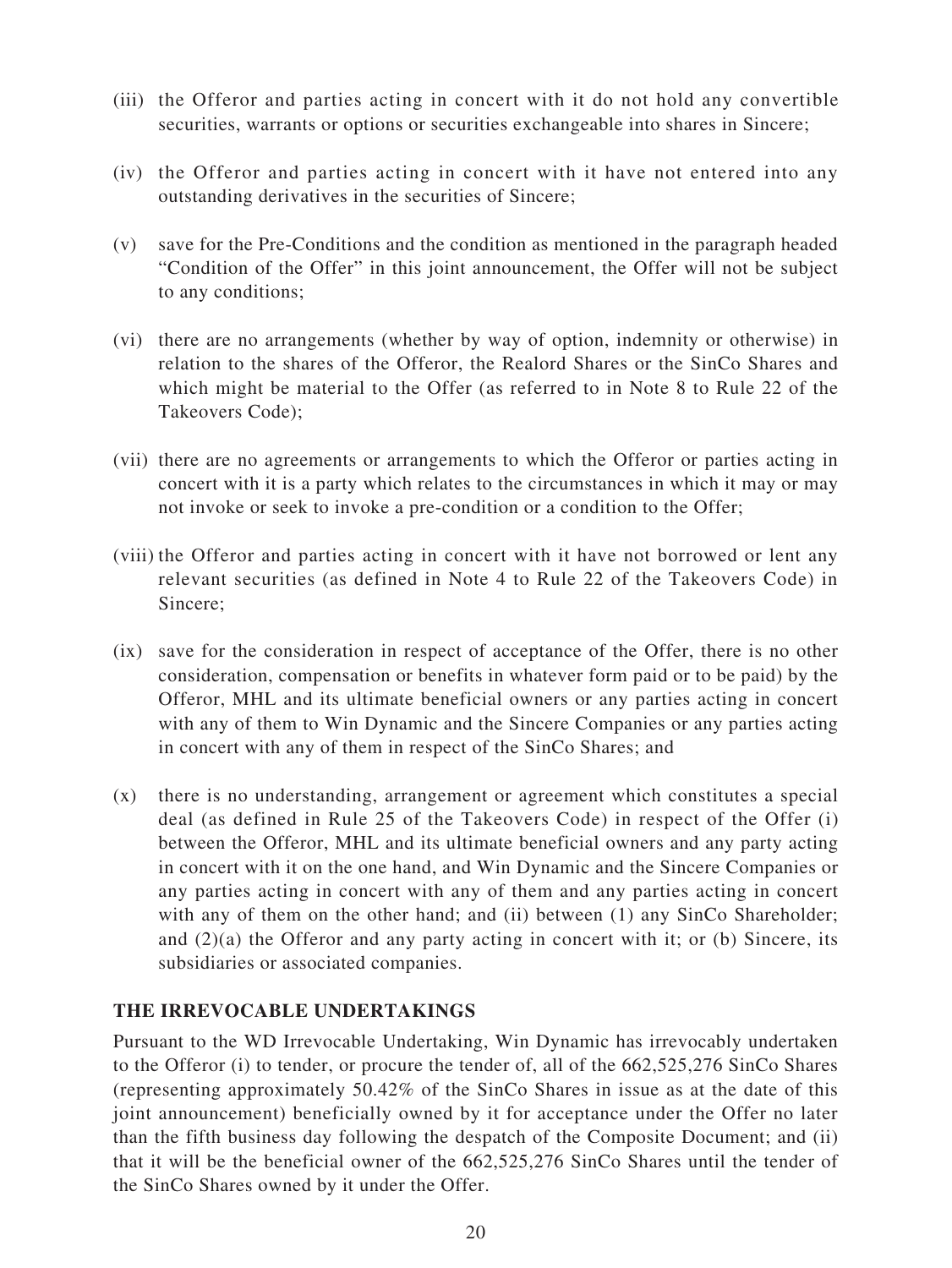(iii) the Offeror and parties acting in concert with it do not hold any convertible securities, warrants or options or securities exchangeable into shares in Sincere;

(iv) the Offeror and parties acting in concert with it have not entered into any outstanding derivatives in the securities of Sincere;

(v) save for the Pre-Conditions and the condition as mentioned in the paragraph headed "Condition of the Offer" in this joint announcement, the Offer will not be subject to any conditions;

(vi) there are no arrangements (whether by way of option, indemnity or otherwise) in relation to the shares of the Offeror, the Realord Shares or the SinCo Shares and which might be material to the Offer (as referred to in Note 8 to Rule 22 of the Takeovers Code);

(vii) there are no agreements or arrangements to which the Offeror or parties acting in concert with it is a party which relates to the circumstances in which it may or may not invoke or seek to invoke a pre-condition or a condition to the Offer;

(viii) the Offeror and parties acting in concert with it have not borrowed or lent any relevant securities (as defined in Note 4 to Rule 22 of the Takeovers Code) in Sincere;

(ix) save for the consideration in respect of acceptance of the Offer, there is no other consideration, compensation or benefits in whatever form paid or to be paid) by the Offeror, MHL and its ultimate beneficial owners or any parties acting in concert with any of them to Win Dynamic and the Sincere Companies or any parties acting in concert with any of them in respect of the SinCo Shares; and

(x) there is no understanding, arrangement or agreement which constitutes a special deal (as defined in Rule 25 of the Takeovers Code) in respect of the Offer (i) between the Offeror, MHL and its ultimate beneficial owners and any party acting in concert with it on the one hand, and Win Dynamic and the Sincere Companies or any parties acting in concert with any of them and any parties acting in concert with any of them on the other hand; and (ii) between (1) any SinCo Shareholder; and (2)(a) the Offeror and any party acting in concert with it; or (b) Sincere, its subsidiaries or associated companies.

## THE IRREVOCABLE UNDERTAKINGS

Pursuant to the WD Irrevocable Undertaking, Win Dynamic has irrevocably undertaken to the Offeror (i) to tender, or procure the tender of, all of the 662,525,276 SinCo Shares (representing approximately 50.42% of the SinCo Shares in issue as at the date of this joint announcement) beneficially owned by it for acceptance under the Offer no later than the fifth business day following the despatch of the Composite Document; and (ii) that it will be the beneficial owner of the 662,525,276 SinCo Shares until the tender of the SinCo Shares owned by it under the Offer.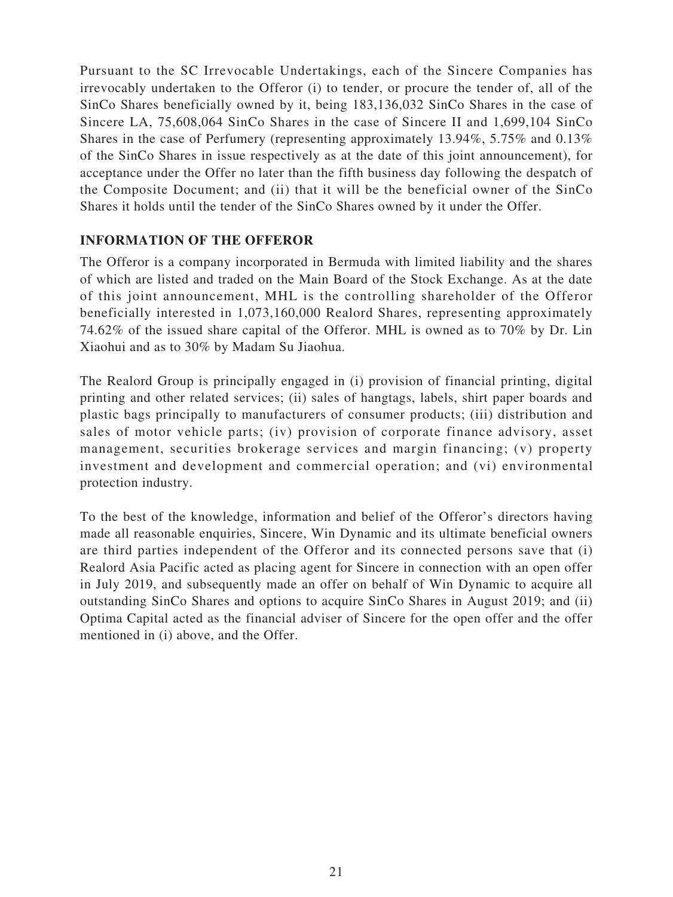Pursuant to the SC Irrevocable Undertakings, each of the Sincere Companies has irrevocably undertaken to the Offeror (i) to tender, or procure the tender of, all of the SinCo Shares beneficially owned by it, being 183,136,032 SinCo Shares in the case of Sincere LA, 75,608,064 SinCo Shares in the case of Sincere II and 1,699,104 SinCo Shares in the case of Perfumery (representing approximately 13.94%, 5.75% and 0.13% of the SinCo Shares in issue respectively as at the date of this joint announcement), for acceptance under the Offer no later than the fifth business day following the despatch of the Composite Document; and (ii) that it will be the beneficial owner of the SinCo Shares it holds until the tender of the SinCo Shares owned by it under the Offer.

## INFORMATION OF THE OFFEROR

The Offeror is a company incorporated in Bermuda with limited liability and the shares of which are listed and traded on the Main Board of the Stock Exchange. As at the date of this joint announcement, MHL is the controlling shareholder of the Offeror beneficially interested in 1,073,160,000 Realord Shares, representing approximately 74.62% of the issued share capital of the Offeror. MHL is owned as to 70% by Dr. Lin Xiaohui and as to 30% by Madam Su Jiaohua.

The Realord Group is principally engaged in (i) provision of financial printing, digital printing and other related services; (ii) sales of hangtags, labels, shirt paper boards and plastic bags principally to manufacturers of consumer products; (iii) distribution and sales of motor vehicle parts; (iv) provision of corporate finance advisory, asset management, securities brokerage services and margin financing; (v) property investment and development and commercial operation; and (vi) environmental protection industry.

To the best of the knowledge, information and belief of the Offeror's directors having made all reasonable enquiries, Sincere, Win Dynamic and its ultimate beneficial owners are third parties independent of the Offeror and its connected persons save that (i) Realord Asia Pacific acted as placing agent for Sincere in connection with an open offer in July 2019, and subsequently made an offer on behalf of Win Dynamic to acquire all outstanding SinCo Shares and options to acquire SinCo Shares in August 2019; and (ii) Optima Capital acted as the financial adviser of Sincere for the open offer and the offer mentioned in (i) above, and the Offer.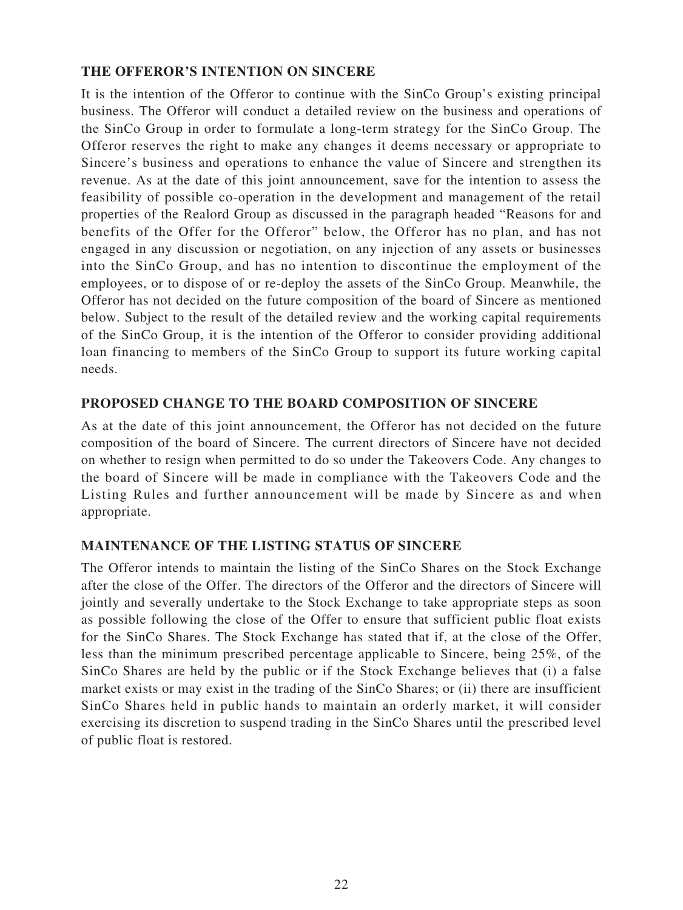## THE OFFEROR'S INTENTION ON SINCERE

It is the intention of the Offeror to continue with the SinCo Group's existing principal business. The Offeror will conduct a detailed review on the business and operations of the SinCo Group in order to formulate a long-term strategy for the SinCo Group. The Offeror reserves the right to make any changes it deems necessary or appropriate to Sincere's business and operations to enhance the value of Sincere and strengthen its revenue. As at the date of this joint announcement, save for the intention to assess the feasibility of possible co-operation in the development and management of the retail properties of the Realord Group as discussed in the paragraph headed "Reasons for and benefits of the Offer for the Offeror" below, the Offeror has no plan, and has not engaged in any discussion or negotiation, on any injection of any assets or businesses into the SinCo Group, and has no intention to discontinue the employment of the employees, or to dispose of or re-deploy the assets of the SinCo Group. Meanwhile, the Offeror has not decided on the future composition of the board of Sincere as mentioned below. Subject to the result of the detailed review and the working capital requirements of the SinCo Group, it is the intention of the Offeror to consider providing additional loan financing to members of the SinCo Group to support its future working capital needs.

## PROPOSED CHANGE TO THE BOARD COMPOSITION OF SINCERE

As at the date of this joint announcement, the Offeror has not decided on the future composition of the board of Sincere. The current directors of Sincere have not decided on whether to resign when permitted to do so under the Takeovers Code. Any changes to the board of Sincere will be made in compliance with the Takeovers Code and the Listing Rules and further announcement will be made by Sincere as and when appropriate.

## MAINTENANCE OF THE LISTING STATUS OF SINCERE

The Offeror intends to maintain the listing of the SinCo Shares on the Stock Exchange after the close of the Offer. The directors of the Offeror and the directors of Sincere will jointly and severally undertake to the Stock Exchange to take appropriate steps as soon as possible following the close of the Offer to ensure that sufficient public float exists for the SinCo Shares. The Stock Exchange has stated that if, at the close of the Offer, less than the minimum prescribed percentage applicable to Sincere, being 25%, of the SinCo Shares are held by the public or if the Stock Exchange believes that (i) a false market exists or may exist in the trading of the SinCo Shares; or (ii) there are insufficient SinCo Shares held in public hands to maintain an orderly market, it will consider exercising its discretion to suspend trading in the SinCo Shares until the prescribed level of public float is restored.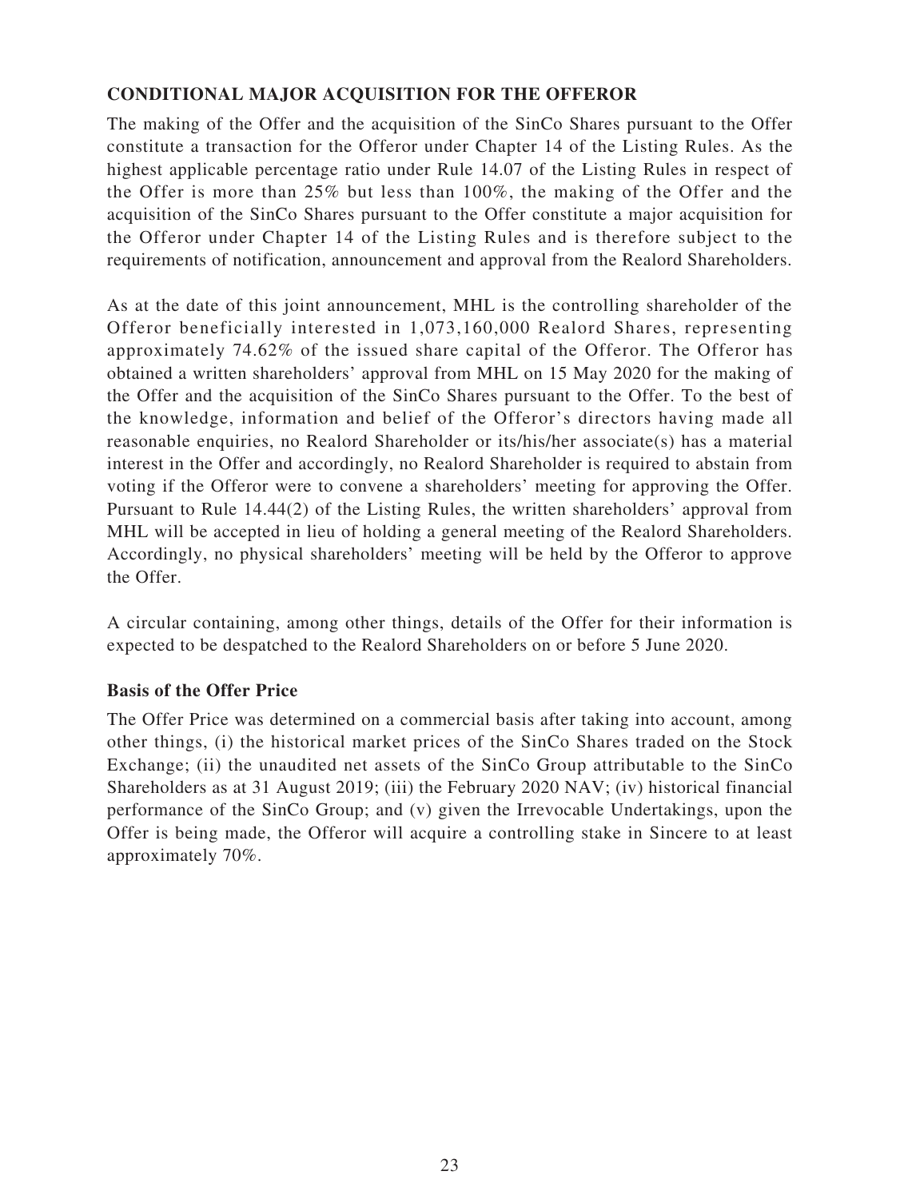**CONDITIONAL MAJOR ACQUISITION FOR THE OFFEROR**

The making of the Offer and the acquisition of the SinCo Shares pursuant to the Offer constitute a transaction for the Offeror under Chapter 14 of the Listing Rules. As the highest applicable percentage ratio under Rule 14.07 of the Listing Rules in respect of the Offer is more than 25% but less than 100%, the making of the Offer and the acquisition of the SinCo Shares pursuant to the Offer constitute a major acquisition for the Offeror under Chapter 14 of the Listing Rules and is therefore subject to the requirements of notification, announcement and approval from the Realord Shareholders.

As at the date of this joint announcement, MHL is the controlling shareholder of the Offeror beneficially interested in 1,073,160,000 Realord Shares, representing approximately 74.62% of the issued share capital of the Offeror. The Offeror has obtained a written shareholders' approval from MHL on 15 May 2020 for the making of the Offer and the acquisition of the SinCo Shares pursuant to the Offer. To the best of the knowledge, information and belief of the Offeror's directors having made all reasonable enquiries, no Realord Shareholder or its/his/her associate(s) has a material interest in the Offer and accordingly, no Realord Shareholder is required to abstain from voting if the Offeror were to convene a shareholders' meeting for approving the Offer. Pursuant to Rule 14.44(2) of the Listing Rules, the written shareholders' approval from MHL will be accepted in lieu of holding a general meeting of the Realord Shareholders. Accordingly, no physical shareholders' meeting will be held by the Offeror to approve the Offer.

A circular containing, among other things, details of the Offer for their information is expected to be despatched to the Realord Shareholders on or before 5 June 2020.

**Basis of the Offer Price**

The Offer Price was determined on a commercial basis after taking into account, among other things, (i) the historical market prices of the SinCo Shares traded on the Stock Exchange; (ii) the unaudited net assets of the SinCo Group attributable to the SinCo Shareholders as at 31 August 2019; (iii) the February 2020 NAV; (iv) historical financial performance of the SinCo Group; and (v) given the Irrevocable Undertakings, upon the Offer is being made, the Offeror will acquire a controlling stake in Sincere to at least approximately 70%.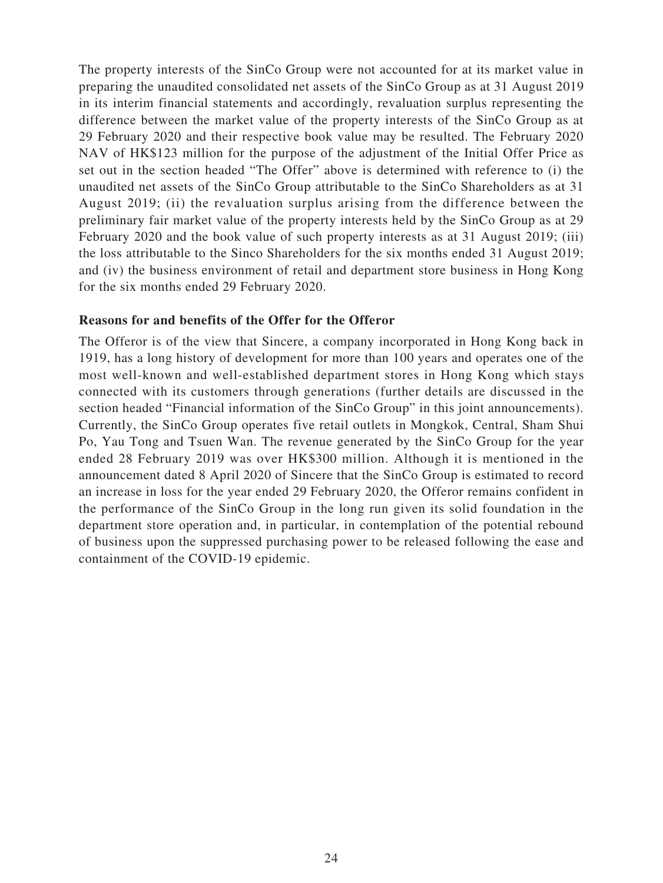The property interests of the SinCo Group were not accounted for at its market value in preparing the unaudited consolidated net assets of the SinCo Group as at 31 August 2019 in its interim financial statements and accordingly, revaluation surplus representing the difference between the market value of the property interests of the SinCo Group as at 29 February 2020 and their respective book value may be resulted. The February 2020 NAV of HK$123 million for the purpose of the adjustment of the Initial Offer Price as set out in the section headed "The Offer" above is determined with reference to (i) the unaudited net assets of the SinCo Group attributable to the SinCo Shareholders as at 31 August 2019; (ii) the revaluation surplus arising from the difference between the preliminary fair market value of the property interests held by the SinCo Group as at 29 February 2020 and the book value of such property interests as at 31 August 2019; (iii) the loss attributable to the Sinco Shareholders for the six months ended 31 August 2019; and (iv) the business environment of retail and department store business in Hong Kong for the six months ended 29 February 2020.

**Reasons for and benefits of the Offer for the Offeror**

The Offeror is of the view that Sincere, a company incorporated in Hong Kong back in 1919, has a long history of development for more than 100 years and operates one of the most well-known and well-established department stores in Hong Kong which stays connected with its customers through generations (further details are discussed in the section headed "Financial information of the SinCo Group" in this joint announcements). Currently, the SinCo Group operates five retail outlets in Mongkok, Central, Sham Shui Po, Yau Tong and Tsuen Wan. The revenue generated by the SinCo Group for the year ended 28 February 2019 was over HK$300 million. Although it is mentioned in the announcement dated 8 April 2020 of Sincere that the SinCo Group is estimated to record an increase in loss for the year ended 29 February 2020, the Offeror remains confident in the performance of the SinCo Group in the long run given its solid foundation in the department store operation and, in particular, in contemplation of the potential rebound of business upon the suppressed purchasing power to be released following the ease and containment of the COVID-19 epidemic.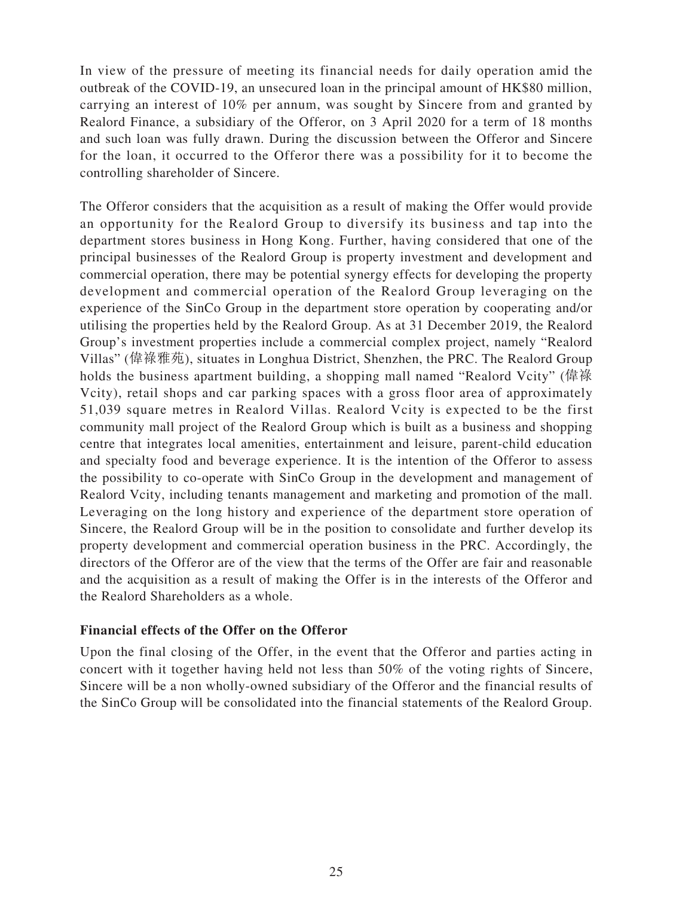In view of the pressure of meeting its financial needs for daily operation amid the outbreak of the COVID-19, an unsecured loan in the principal amount of HK$80 million, carrying an interest of 10% per annum, was sought by Sincere from and granted by Realord Finance, a subsidiary of the Offeror, on 3 April 2020 for a term of 18 months and such loan was fully drawn. During the discussion between the Offeror and Sincere for the loan, it occurred to the Offeror there was a possibility for it to become the controlling shareholder of Sincere.

The Offeror considers that the acquisition as a result of making the Offer would provide an opportunity for the Realord Group to diversify its business and tap into the department stores business in Hong Kong. Further, having considered that one of the principal businesses of the Realord Group is property investment and development and commercial operation, there may be potential synergy effects for developing the property development and commercial operation of the Realord Group leveraging on the experience of the SinCo Group in the department store operation by cooperating and/or utilising the properties held by the Realord Group. As at 31 December 2019, the Realord Group's investment properties include a commercial complex project, namely "Realord Villas" (偉祿雅苑), situates in Longhua District, Shenzhen, the PRC. The Realord Group holds the business apartment building, a shopping mall named "Realord Vcity" (偉祿 Vcity), retail shops and car parking spaces with a gross floor area of approximately 51,039 square metres in Realord Villas. Realord Vcity is expected to be the first community mall project of the Realord Group which is built as a business and shopping centre that integrates local amenities, entertainment and leisure, parent-child education and specialty food and beverage experience. It is the intention of the Offeror to assess the possibility to co-operate with SinCo Group in the development and management of Realord Vcity, including tenants management and marketing and promotion of the mall. Leveraging on the long history and experience of the department store operation of Sincere, the Realord Group will be in the position to consolidate and further develop its property development and commercial operation business in the PRC. Accordingly, the directors of the Offeror are of the view that the terms of the Offer are fair and reasonable and the acquisition as a result of making the Offer is in the interests of the Offeror and the Realord Shareholders as a whole.

**Financial effects of the Offer on the Offeror**

Upon the final closing of the Offer, in the event that the Offeror and parties acting in concert with it together having held not less than 50% of the voting rights of Sincere, Sincere will be a non wholly-owned subsidiary of the Offeror and the financial results of the SinCo Group will be consolidated into the financial statements of the Realord Group.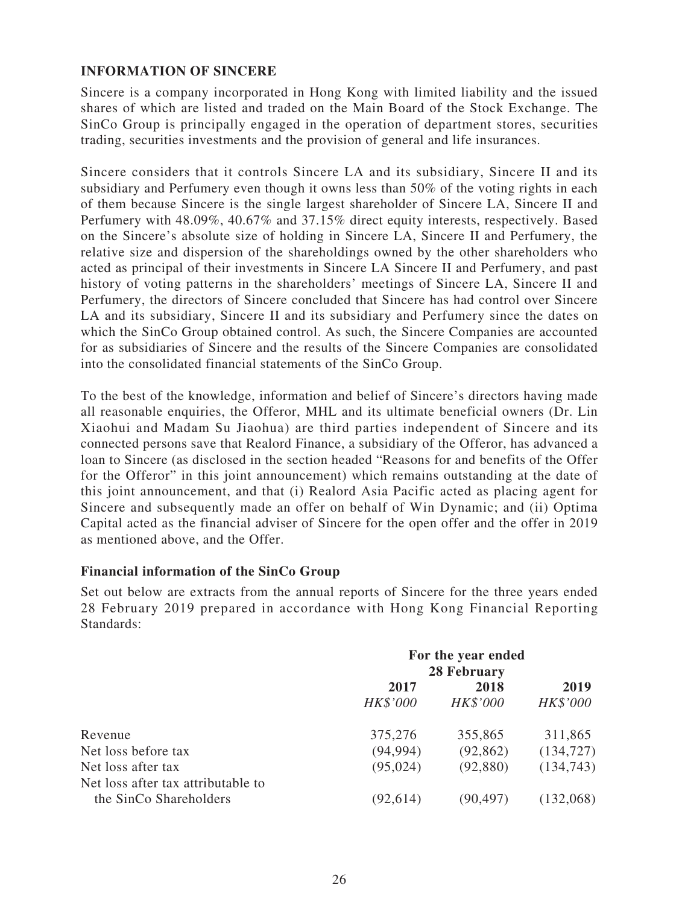## INFORMATION OF SINCERE

Sincere is a company incorporated in Hong Kong with limited liability and the issued shares of which are listed and traded on the Main Board of the Stock Exchange. The SinCo Group is principally engaged in the operation of department stores, securities trading, securities investments and the provision of general and life insurances.

Sincere considers that it controls Sincere LA and its subsidiary, Sincere II and its subsidiary and Perfumery even though it owns less than 50% of the voting rights in each of them because Sincere is the single largest shareholder of Sincere LA, Sincere II and Perfumery with 48.09%, 40.67% and 37.15% direct equity interests, respectively. Based on the Sincere's absolute size of holding in Sincere LA, Sincere II and Perfumery, the relative size and dispersion of the shareholdings owned by the other shareholders who acted as principal of their investments in Sincere LA Sincere II and Perfumery, and past history of voting patterns in the shareholders' meetings of Sincere LA, Sincere II and Perfumery, the directors of Sincere concluded that Sincere has had control over Sincere LA and its subsidiary, Sincere II and its subsidiary and Perfumery since the dates on which the SinCo Group obtained control. As such, the Sincere Companies are accounted for as subsidiaries of Sincere and the results of the Sincere Companies are consolidated into the consolidated financial statements of the SinCo Group.

To the best of the knowledge, information and belief of Sincere's directors having made all reasonable enquiries, the Offeror, MHL and its ultimate beneficial owners (Dr. Lin Xiaohui and Madam Su Jiaohua) are third parties independent of Sincere and its connected persons save that Realord Finance, a subsidiary of the Offeror, has advanced a loan to Sincere (as disclosed in the section headed "Reasons for and benefits of the Offer for the Offeror" in this joint announcement) which remains outstanding at the date of this joint announcement, and that (i) Realord Asia Pacific acted as placing agent for Sincere and subsequently made an offer on behalf of Win Dynamic; and (ii) Optima Capital acted as the financial adviser of Sincere for the open offer and the offer in 2019 as mentioned above, and the Offer.

### Financial information of the SinCo Group

Set out below are extracts from the annual reports of Sincere for the three years ended 28 February 2019 prepared in accordance with Hong Kong Financial Reporting Standards:

| | For the year ended 28 February | | |
|---|---|---|---|
| | 2017 | 2018 | 2019 |
| | *HK$'000* | *HK$'000* | *HK$'000* |
| Revenue | 375,276 | 355,865 | 311,865 |
| Net loss before tax | (94,994) | (92,862) | (134,727) |
| Net loss after tax | (95,024) | (92,880) | (134,743) |
| Net loss after tax attributable to the SinCo Shareholders | (92,614) | (90,497) | (132,068) |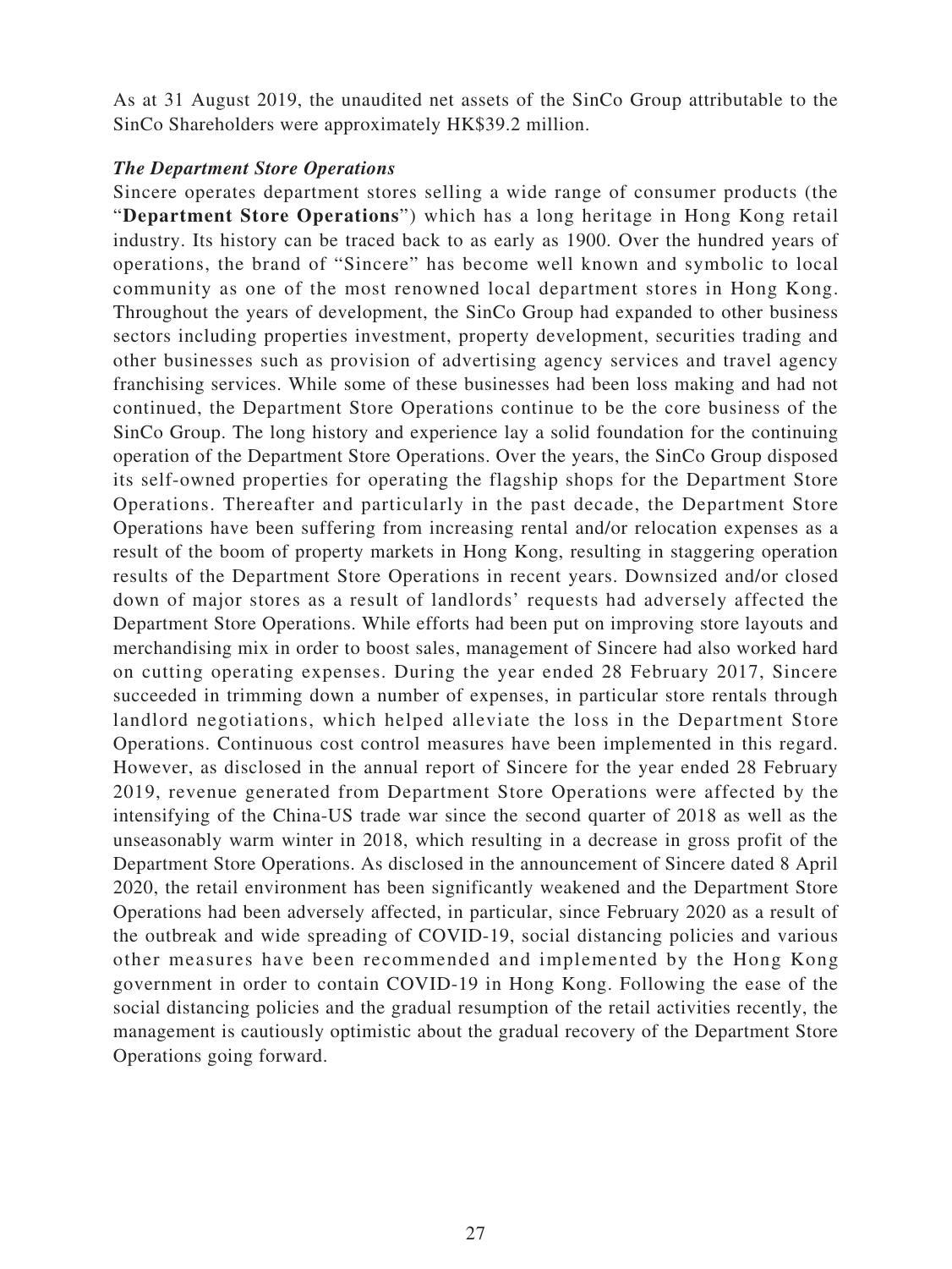As at 31 August 2019, the unaudited net assets of the SinCo Group attributable to the SinCo Shareholders were approximately HK$39.2 million.

***The Department Store Operations***

Sincere operates department stores selling a wide range of consumer products (the "**Department Store Operations**") which has a long heritage in Hong Kong retail industry. Its history can be traced back to as early as 1900. Over the hundred years of operations, the brand of "Sincere" has become well known and symbolic to local community as one of the most renowned local department stores in Hong Kong. Throughout the years of development, the SinCo Group had expanded to other business sectors including properties investment, property development, securities trading and other businesses such as provision of advertising agency services and travel agency franchising services. While some of these businesses had been loss making and had not continued, the Department Store Operations continue to be the core business of the SinCo Group. The long history and experience lay a solid foundation for the continuing operation of the Department Store Operations. Over the years, the SinCo Group disposed its self-owned properties for operating the flagship shops for the Department Store Operations. Thereafter and particularly in the past decade, the Department Store Operations have been suffering from increasing rental and/or relocation expenses as a result of the boom of property markets in Hong Kong, resulting in staggering operation results of the Department Store Operations in recent years. Downsized and/or closed down of major stores as a result of landlords' requests had adversely affected the Department Store Operations. While efforts had been put on improving store layouts and merchandising mix in order to boost sales, management of Sincere had also worked hard on cutting operating expenses. During the year ended 28 February 2017, Sincere succeeded in trimming down a number of expenses, in particular store rentals through landlord negotiations, which helped alleviate the loss in the Department Store Operations. Continuous cost control measures have been implemented in this regard. However, as disclosed in the annual report of Sincere for the year ended 28 February 2019, revenue generated from Department Store Operations were affected by the intensifying of the China-US trade war since the second quarter of 2018 as well as the unseasonably warm winter in 2018, which resulting in a decrease in gross profit of the Department Store Operations. As disclosed in the announcement of Sincere dated 8 April 2020, the retail environment has been significantly weakened and the Department Store Operations had been adversely affected, in particular, since February 2020 as a result of the outbreak and wide spreading of COVID-19, social distancing policies and various other measures have been recommended and implemented by the Hong Kong government in order to contain COVID-19 in Hong Kong. Following the ease of the social distancing policies and the gradual resumption of the retail activities recently, the management is cautiously optimistic about the gradual recovery of the Department Store Operations going forward.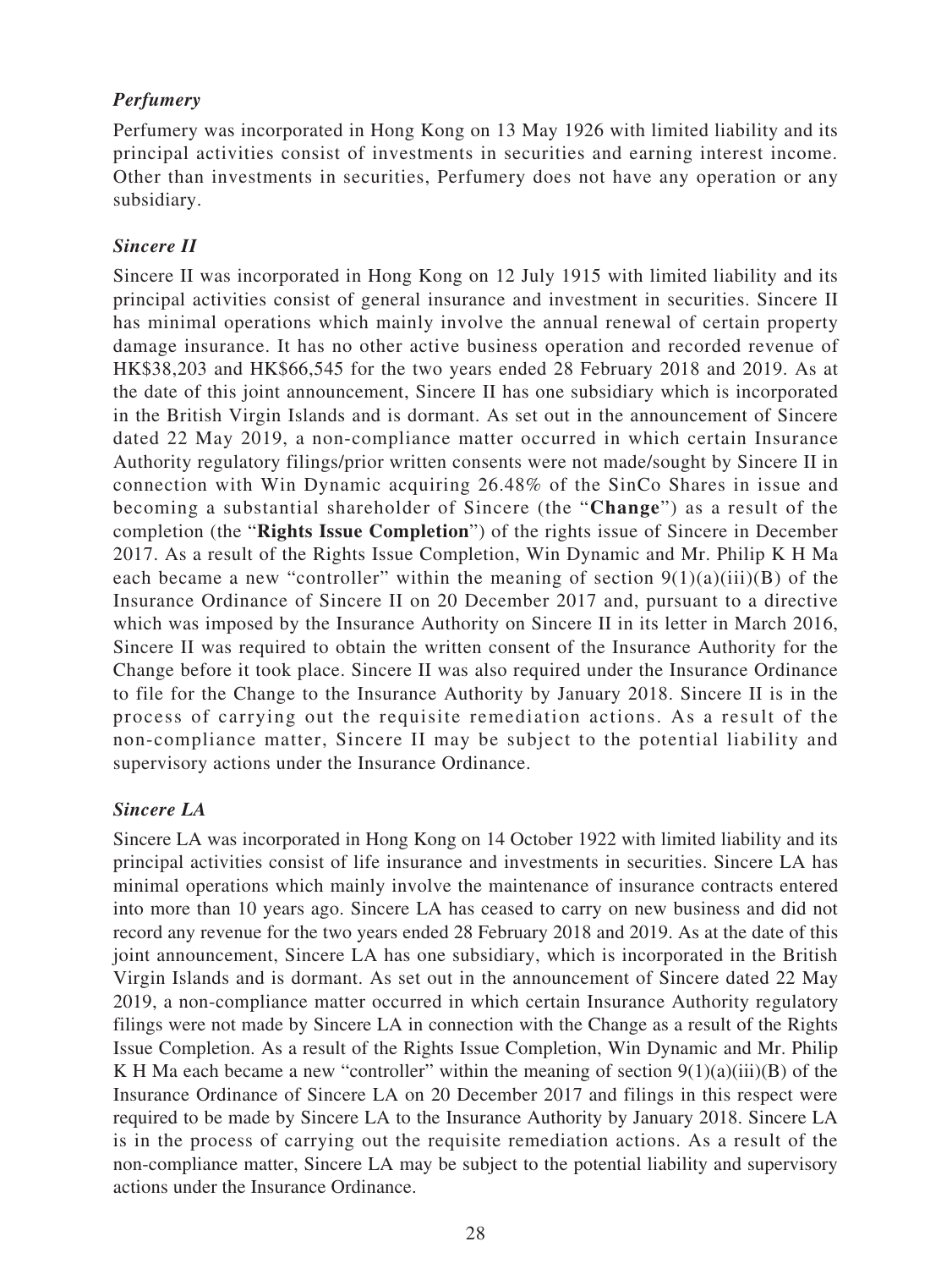*Perfumery*

Perfumery was incorporated in Hong Kong on 13 May 1926 with limited liability and its principal activities consist of investments in securities and earning interest income. Other than investments in securities, Perfumery does not have any operation or any subsidiary.

*Sincere II*

Sincere II was incorporated in Hong Kong on 12 July 1915 with limited liability and its principal activities consist of general insurance and investment in securities. Sincere II has minimal operations which mainly involve the annual renewal of certain property damage insurance. It has no other active business operation and recorded revenue of HK$38,203 and HK$66,545 for the two years ended 28 February 2018 and 2019. As at the date of this joint announcement, Sincere II has one subsidiary which is incorporated in the British Virgin Islands and is dormant. As set out in the announcement of Sincere dated 22 May 2019, a non-compliance matter occurred in which certain Insurance Authority regulatory filings/prior written consents were not made/sought by Sincere II in connection with Win Dynamic acquiring 26.48% of the SinCo Shares in issue and becoming a substantial shareholder of Sincere (the "**Change**") as a result of the completion (the "**Rights Issue Completion**") of the rights issue of Sincere in December 2017. As a result of the Rights Issue Completion, Win Dynamic and Mr. Philip K H Ma each became a new "controller" within the meaning of section 9(1)(a)(iii)(B) of the Insurance Ordinance of Sincere II on 20 December 2017 and, pursuant to a directive which was imposed by the Insurance Authority on Sincere II in its letter in March 2016, Sincere II was required to obtain the written consent of the Insurance Authority for the Change before it took place. Sincere II was also required under the Insurance Ordinance to file for the Change to the Insurance Authority by January 2018. Sincere II is in the process of carrying out the requisite remediation actions. As a result of the non-compliance matter, Sincere II may be subject to the potential liability and supervisory actions under the Insurance Ordinance.

*Sincere LA*

Sincere LA was incorporated in Hong Kong on 14 October 1922 with limited liability and its principal activities consist of life insurance and investments in securities. Sincere LA has minimal operations which mainly involve the maintenance of insurance contracts entered into more than 10 years ago. Sincere LA has ceased to carry on new business and did not record any revenue for the two years ended 28 February 2018 and 2019. As at the date of this joint announcement, Sincere LA has one subsidiary, which is incorporated in the British Virgin Islands and is dormant. As set out in the announcement of Sincere dated 22 May 2019, a non-compliance matter occurred in which certain Insurance Authority regulatory filings were not made by Sincere LA in connection with the Change as a result of the Rights Issue Completion. As a result of the Rights Issue Completion, Win Dynamic and Mr. Philip K H Ma each became a new "controller" within the meaning of section 9(1)(a)(iii)(B) of the Insurance Ordinance of Sincere LA on 20 December 2017 and filings in this respect were required to be made by Sincere LA to the Insurance Authority by January 2018. Sincere LA is in the process of carrying out the requisite remediation actions. As a result of the non-compliance matter, Sincere LA may be subject to the potential liability and supervisory actions under the Insurance Ordinance.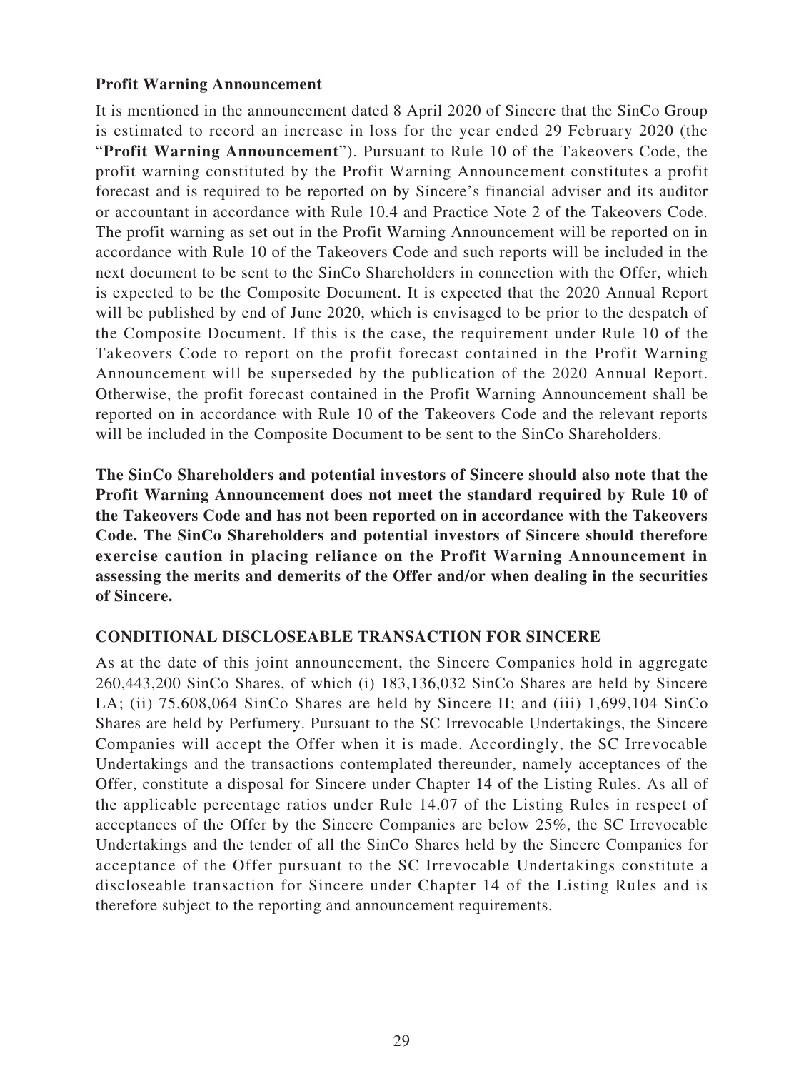**Profit Warning Announcement**

It is mentioned in the announcement dated 8 April 2020 of Sincere that the SinCo Group is estimated to record an increase in loss for the year ended 29 February 2020 (the "**Profit Warning Announcement**"). Pursuant to Rule 10 of the Takeovers Code, the profit warning constituted by the Profit Warning Announcement constitutes a profit forecast and is required to be reported on by Sincere's financial adviser and its auditor or accountant in accordance with Rule 10.4 and Practice Note 2 of the Takeovers Code. The profit warning as set out in the Profit Warning Announcement will be reported on in accordance with Rule 10 of the Takeovers Code and such reports will be included in the next document to be sent to the SinCo Shareholders in connection with the Offer, which is expected to be the Composite Document. It is expected that the 2020 Annual Report will be published by end of June 2020, which is envisaged to be prior to the despatch of the Composite Document. If this is the case, the requirement under Rule 10 of the Takeovers Code to report on the profit forecast contained in the Profit Warning Announcement will be superseded by the publication of the 2020 Annual Report. Otherwise, the profit forecast contained in the Profit Warning Announcement shall be reported on in accordance with Rule 10 of the Takeovers Code and the relevant reports will be included in the Composite Document to be sent to the SinCo Shareholders.

**The SinCo Shareholders and potential investors of Sincere should also note that the Profit Warning Announcement does not meet the standard required by Rule 10 of the Takeovers Code and has not been reported on in accordance with the Takeovers Code. The SinCo Shareholders and potential investors of Sincere should therefore exercise caution in placing reliance on the Profit Warning Announcement in assessing the merits and demerits of the Offer and/or when dealing in the securities of Sincere.**

## CONDITIONAL DISCLOSEABLE TRANSACTION FOR SINCERE

As at the date of this joint announcement, the Sincere Companies hold in aggregate 260,443,200 SinCo Shares, of which (i) 183,136,032 SinCo Shares are held by Sincere LA; (ii) 75,608,064 SinCo Shares are held by Sincere II; and (iii) 1,699,104 SinCo Shares are held by Perfumery. Pursuant to the SC Irrevocable Undertakings, the Sincere Companies will accept the Offer when it is made. Accordingly, the SC Irrevocable Undertakings and the transactions contemplated thereunder, namely acceptances of the Offer, constitute a disposal for Sincere under Chapter 14 of the Listing Rules. As all of the applicable percentage ratios under Rule 14.07 of the Listing Rules in respect of acceptances of the Offer by the Sincere Companies are below 25%, the SC Irrevocable Undertakings and the tender of all the SinCo Shares held by the Sincere Companies for acceptance of the Offer pursuant to the SC Irrevocable Undertakings constitute a discloseable transaction for Sincere under Chapter 14 of the Listing Rules and is therefore subject to the reporting and announcement requirements.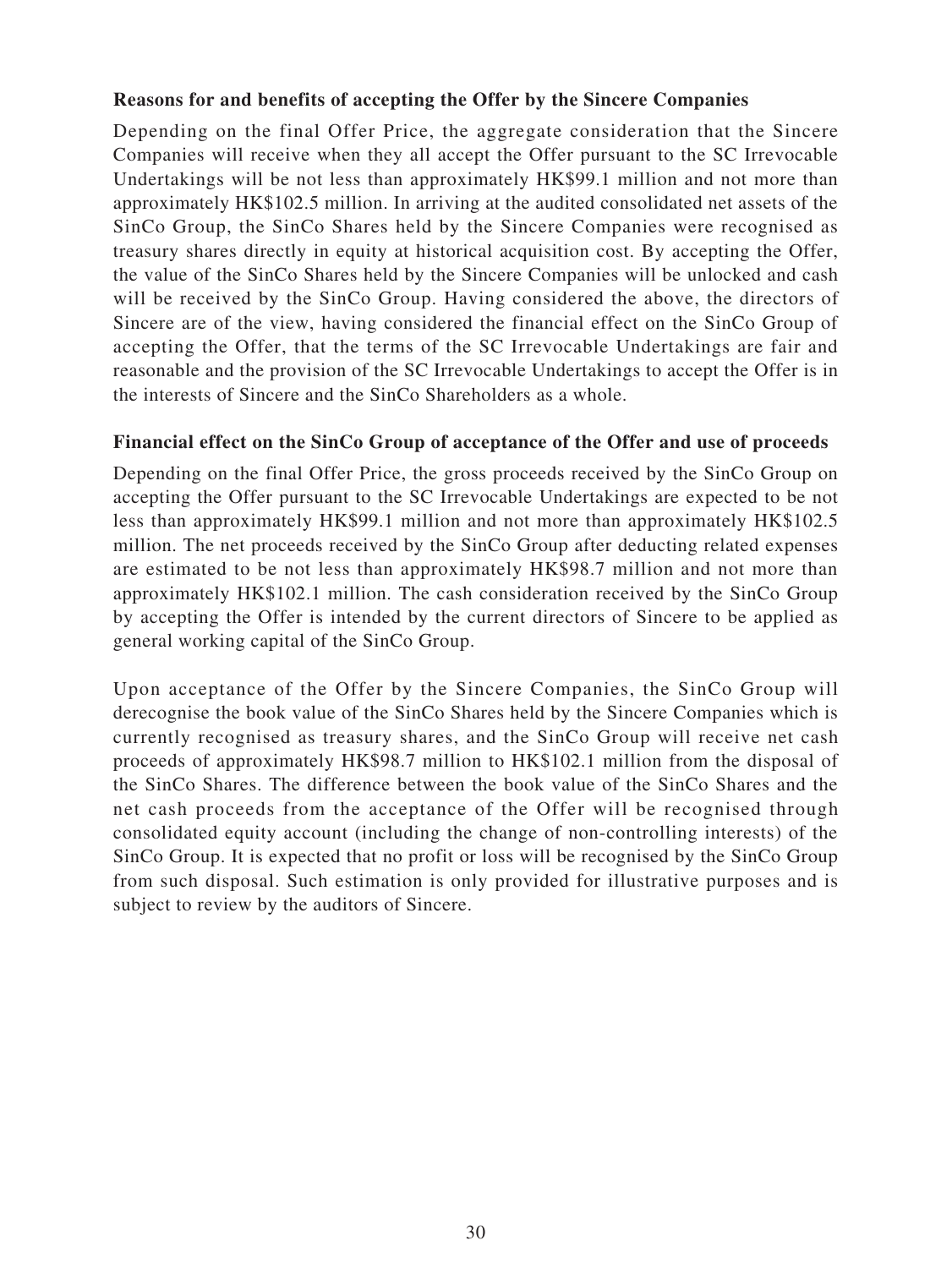**Reasons for and benefits of accepting the Offer by the Sincere Companies**

Depending on the final Offer Price, the aggregate consideration that the Sincere Companies will receive when they all accept the Offer pursuant to the SC Irrevocable Undertakings will be not less than approximately HK$99.1 million and not more than approximately HK$102.5 million. In arriving at the audited consolidated net assets of the SinCo Group, the SinCo Shares held by the Sincere Companies were recognised as treasury shares directly in equity at historical acquisition cost. By accepting the Offer, the value of the SinCo Shares held by the Sincere Companies will be unlocked and cash will be received by the SinCo Group. Having considered the above, the directors of Sincere are of the view, having considered the financial effect on the SinCo Group of accepting the Offer, that the terms of the SC Irrevocable Undertakings are fair and reasonable and the provision of the SC Irrevocable Undertakings to accept the Offer is in the interests of Sincere and the SinCo Shareholders as a whole.

**Financial effect on the SinCo Group of acceptance of the Offer and use of proceeds**

Depending on the final Offer Price, the gross proceeds received by the SinCo Group on accepting the Offer pursuant to the SC Irrevocable Undertakings are expected to be not less than approximately HK$99.1 million and not more than approximately HK$102.5 million. The net proceeds received by the SinCo Group after deducting related expenses are estimated to be not less than approximately HK$98.7 million and not more than approximately HK$102.1 million. The cash consideration received by the SinCo Group by accepting the Offer is intended by the current directors of Sincere to be applied as general working capital of the SinCo Group.

Upon acceptance of the Offer by the Sincere Companies, the SinCo Group will derecognise the book value of the SinCo Shares held by the Sincere Companies which is currently recognised as treasury shares, and the SinCo Group will receive net cash proceeds of approximately HK$98.7 million to HK$102.1 million from the disposal of the SinCo Shares. The difference between the book value of the SinCo Shares and the net cash proceeds from the acceptance of the Offer will be recognised through consolidated equity account (including the change of non-controlling interests) of the SinCo Group. It is expected that no profit or loss will be recognised by the SinCo Group from such disposal. Such estimation is only provided for illustrative purposes and is subject to review by the auditors of Sincere.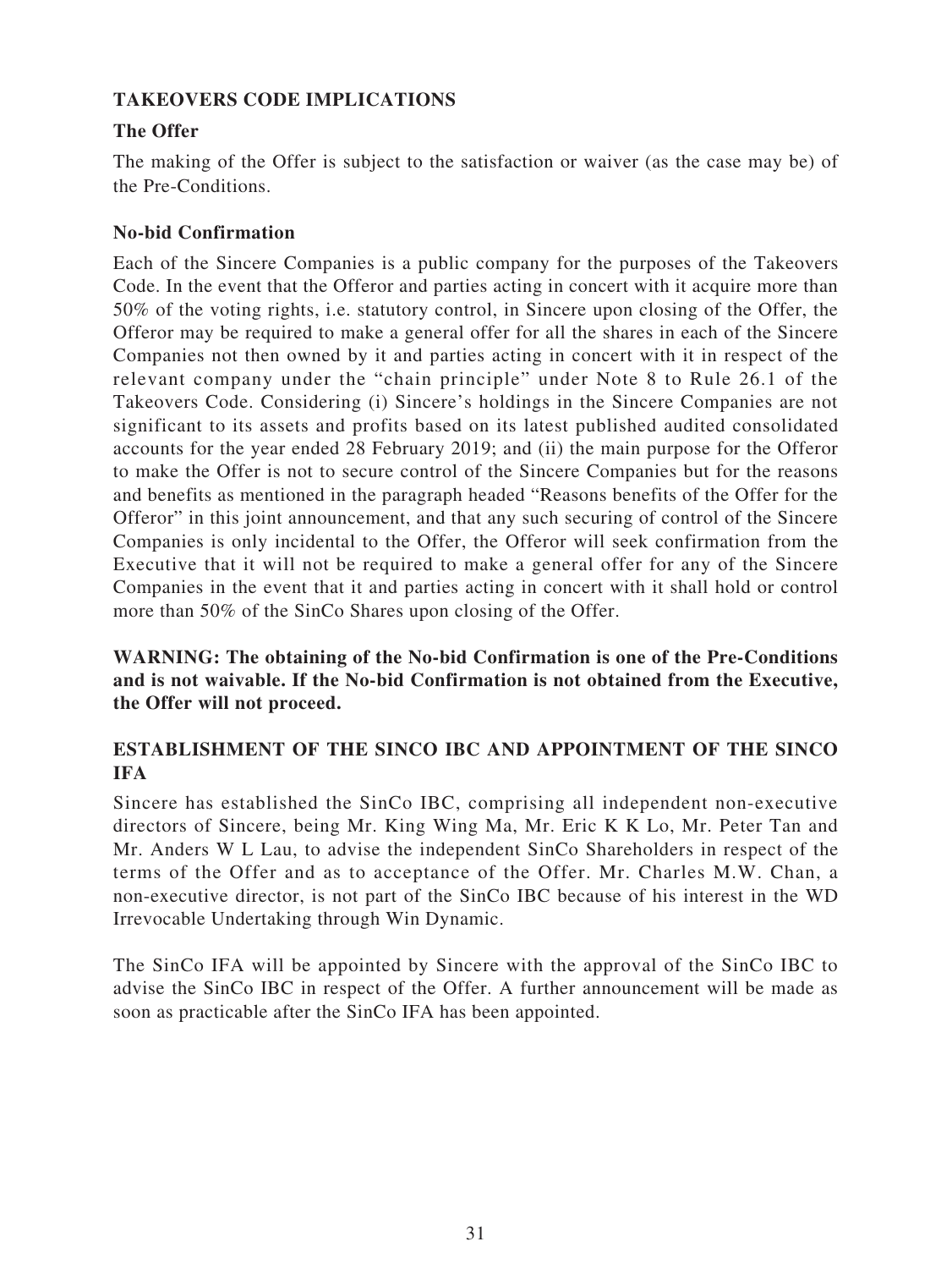## TAKEOVERS CODE IMPLICATIONS

### The Offer

The making of the Offer is subject to the satisfaction or waiver (as the case may be) of the Pre-Conditions.

### No-bid Confirmation

Each of the Sincere Companies is a public company for the purposes of the Takeovers Code. In the event that the Offeror and parties acting in concert with it acquire more than 50% of the voting rights, i.e. statutory control, in Sincere upon closing of the Offer, the Offeror may be required to make a general offer for all the shares in each of the Sincere Companies not then owned by it and parties acting in concert with it in respect of the relevant company under the "chain principle" under Note 8 to Rule 26.1 of the Takeovers Code. Considering (i) Sincere's holdings in the Sincere Companies are not significant to its assets and profits based on its latest published audited consolidated accounts for the year ended 28 February 2019; and (ii) the main purpose for the Offeror to make the Offer is not to secure control of the Sincere Companies but for the reasons and benefits as mentioned in the paragraph headed "Reasons benefits of the Offer for the Offeror" in this joint announcement, and that any such securing of control of the Sincere Companies is only incidental to the Offer, the Offeror will seek confirmation from the Executive that it will not be required to make a general offer for any of the Sincere Companies in the event that it and parties acting in concert with it shall hold or control more than 50% of the SinCo Shares upon closing of the Offer.

**WARNING: The obtaining of the No-bid Confirmation is one of the Pre-Conditions and is not waivable. If the No-bid Confirmation is not obtained from the Executive, the Offer will not proceed.**

## ESTABLISHMENT OF THE SINCO IBC AND APPOINTMENT OF THE SINCO IFA

Sincere has established the SinCo IBC, comprising all independent non-executive directors of Sincere, being Mr. King Wing Ma, Mr. Eric K K Lo, Mr. Peter Tan and Mr. Anders W L Lau, to advise the independent SinCo Shareholders in respect of the terms of the Offer and as to acceptance of the Offer. Mr. Charles M.W. Chan, a non-executive director, is not part of the SinCo IBC because of his interest in the WD Irrevocable Undertaking through Win Dynamic.

The SinCo IFA will be appointed by Sincere with the approval of the SinCo IBC to advise the SinCo IBC in respect of the Offer. A further announcement will be made as soon as practicable after the SinCo IFA has been appointed.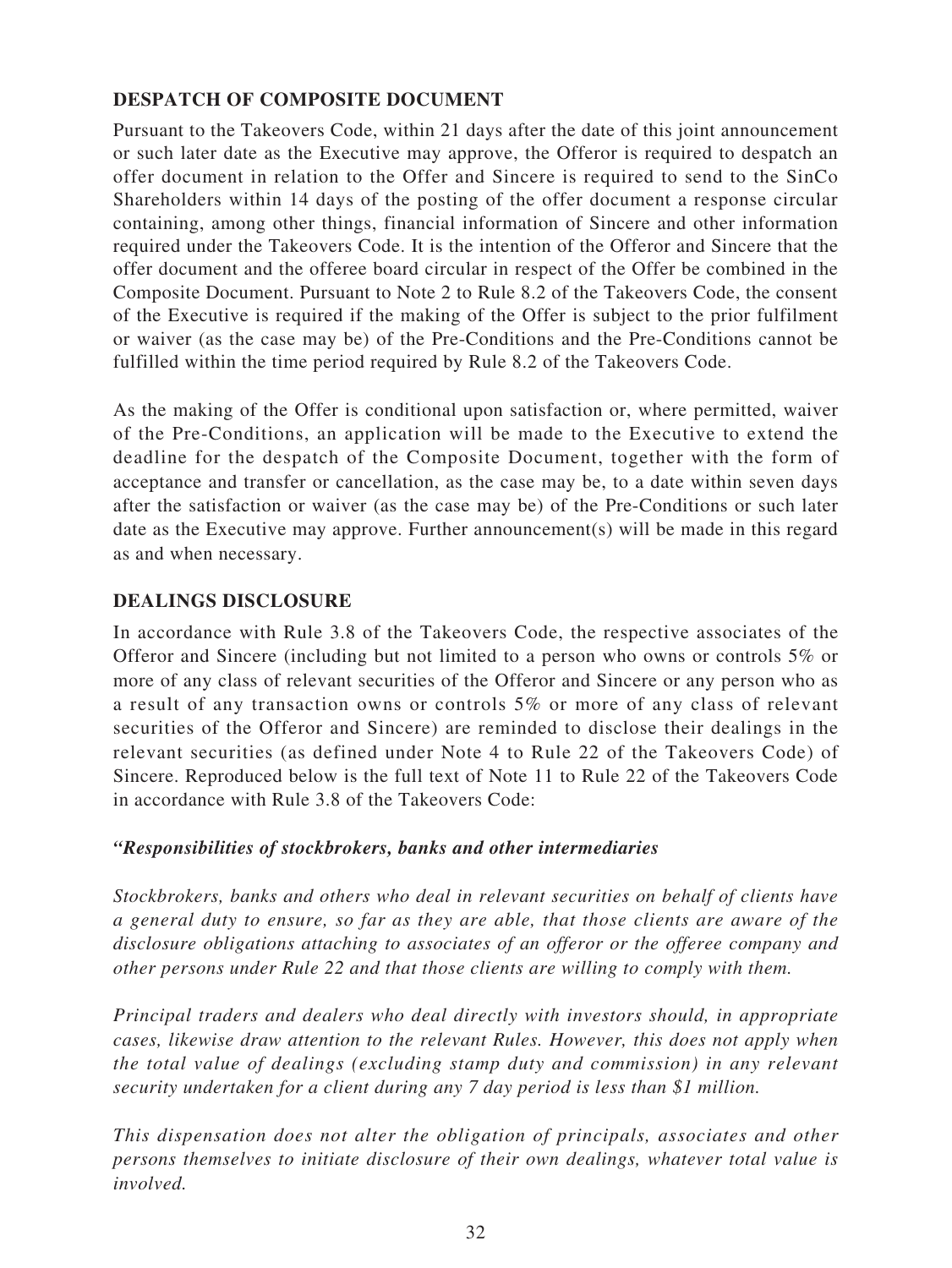## DESPATCH OF COMPOSITE DOCUMENT

Pursuant to the Takeovers Code, within 21 days after the date of this joint announcement or such later date as the Executive may approve, the Offeror is required to despatch an offer document in relation to the Offer and Sincere is required to send to the SinCo Shareholders within 14 days of the posting of the offer document a response circular containing, among other things, financial information of Sincere and other information required under the Takeovers Code. It is the intention of the Offeror and Sincere that the offer document and the offeree board circular in respect of the Offer be combined in the Composite Document. Pursuant to Note 2 to Rule 8.2 of the Takeovers Code, the consent of the Executive is required if the making of the Offer is subject to the prior fulfilment or waiver (as the case may be) of the Pre-Conditions and the Pre-Conditions cannot be fulfilled within the time period required by Rule 8.2 of the Takeovers Code.

As the making of the Offer is conditional upon satisfaction or, where permitted, waiver of the Pre-Conditions, an application will be made to the Executive to extend the deadline for the despatch of the Composite Document, together with the form of acceptance and transfer or cancellation, as the case may be, to a date within seven days after the satisfaction or waiver (as the case may be) of the Pre-Conditions or such later date as the Executive may approve. Further announcement(s) will be made in this regard as and when necessary.

## DEALINGS DISCLOSURE

In accordance with Rule 3.8 of the Takeovers Code, the respective associates of the Offeror and Sincere (including but not limited to a person who owns or controls 5% or more of any class of relevant securities of the Offeror and Sincere or any person who as a result of any transaction owns or controls 5% or more of any class of relevant securities of the Offeror and Sincere) are reminded to disclose their dealings in the relevant securities (as defined under Note 4 to Rule 22 of the Takeovers Code) of Sincere. Reproduced below is the full text of Note 11 to Rule 22 of the Takeovers Code in accordance with Rule 3.8 of the Takeovers Code:

***"Responsibilities of stockbrokers, banks and other intermediaries***

*Stockbrokers, banks and others who deal in relevant securities on behalf of clients have a general duty to ensure, so far as they are able, that those clients are aware of the disclosure obligations attaching to associates of an offeror or the offeree company and other persons under Rule 22 and that those clients are willing to comply with them.*

*Principal traders and dealers who deal directly with investors should, in appropriate cases, likewise draw attention to the relevant Rules. However, this does not apply when the total value of dealings (excluding stamp duty and commission) in any relevant security undertaken for a client during any 7 day period is less than $1 million.*

*This dispensation does not alter the obligation of principals, associates and other persons themselves to initiate disclosure of their own dealings, whatever total value is involved.*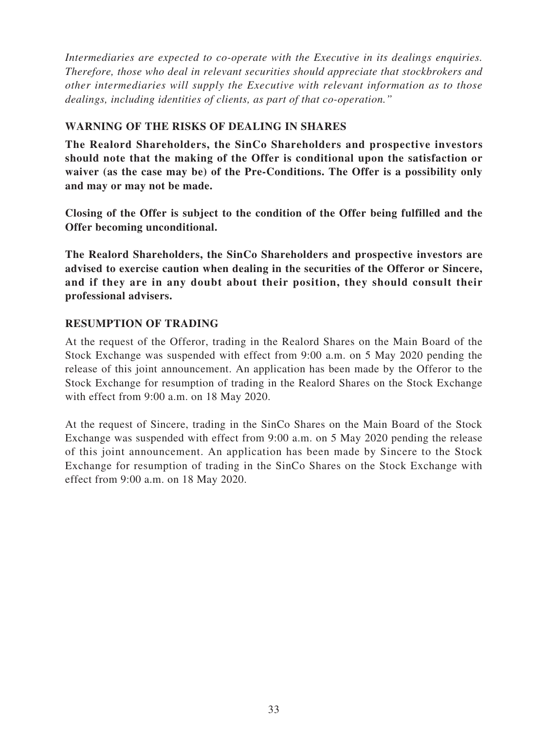*Intermediaries are expected to co-operate with the Executive in its dealings enquiries. Therefore, those who deal in relevant securities should appreciate that stockbrokers and other intermediaries will supply the Executive with relevant information as to those dealings, including identities of clients, as part of that co-operation."*

## WARNING OF THE RISKS OF DEALING IN SHARES

**The Realord Shareholders, the SinCo Shareholders and prospective investors should note that the making of the Offer is conditional upon the satisfaction or waiver (as the case may be) of the Pre-Conditions. The Offer is a possibility only and may or may not be made.**

**Closing of the Offer is subject to the condition of the Offer being fulfilled and the Offer becoming unconditional.**

**The Realord Shareholders, the SinCo Shareholders and prospective investors are advised to exercise caution when dealing in the securities of the Offeror or Sincere, and if they are in any doubt about their position, they should consult their professional advisers.**

## RESUMPTION OF TRADING

At the request of the Offeror, trading in the Realord Shares on the Main Board of the Stock Exchange was suspended with effect from 9:00 a.m. on 5 May 2020 pending the release of this joint announcement. An application has been made by the Offeror to the Stock Exchange for resumption of trading in the Realord Shares on the Stock Exchange with effect from 9:00 a.m. on 18 May 2020.

At the request of Sincere, trading in the SinCo Shares on the Main Board of the Stock Exchange was suspended with effect from 9:00 a.m. on 5 May 2020 pending the release of this joint announcement. An application has been made by Sincere to the Stock Exchange for resumption of trading in the SinCo Shares on the Stock Exchange with effect from 9:00 a.m. on 18 May 2020.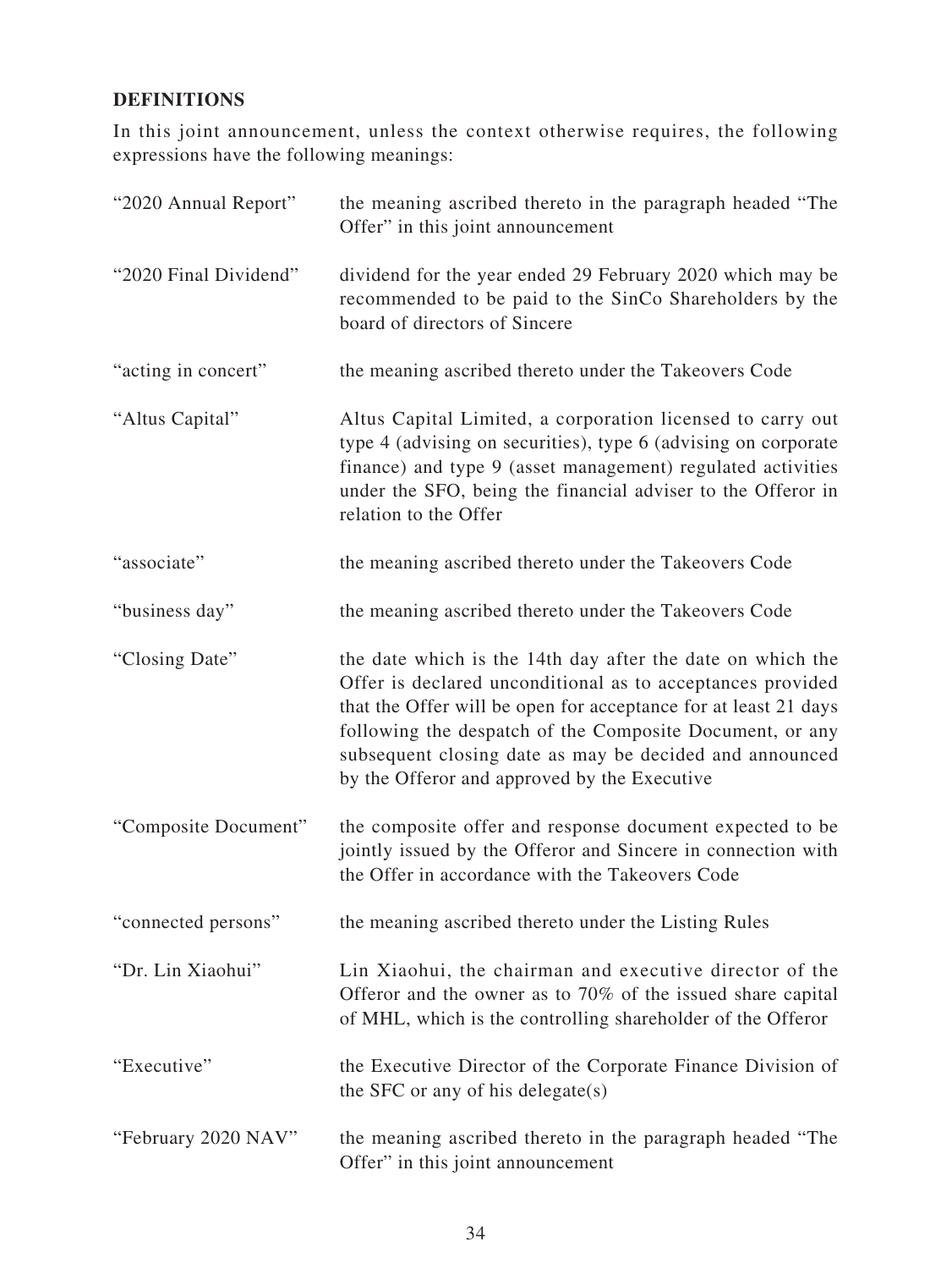## DEFINITIONS

In this joint announcement, unless the context otherwise requires, the following expressions have the following meanings:

| | |
|---|---|
| "2020 Annual Report" | the meaning ascribed thereto in the paragraph headed "The Offer" in this joint announcement |
| "2020 Final Dividend" | dividend for the year ended 29 February 2020 which may be recommended to be paid to the SinCo Shareholders by the board of directors of Sincere |
| "acting in concert" | the meaning ascribed thereto under the Takeovers Code |
| "Altus Capital" | Altus Capital Limited, a corporation licensed to carry out type 4 (advising on securities), type 6 (advising on corporate finance) and type 9 (asset management) regulated activities under the SFO, being the financial adviser to the Offeror in relation to the Offer |
| "associate" | the meaning ascribed thereto under the Takeovers Code |
| "business day" | the meaning ascribed thereto under the Takeovers Code |
| "Closing Date" | the date which is the 14th day after the date on which the Offer is declared unconditional as to acceptances provided that the Offer will be open for acceptance for at least 21 days following the despatch of the Composite Document, or any subsequent closing date as may be decided and announced by the Offeror and approved by the Executive |
| "Composite Document" | the composite offer and response document expected to be jointly issued by the Offeror and Sincere in connection with the Offer in accordance with the Takeovers Code |
| "connected persons" | the meaning ascribed thereto under the Listing Rules |
| "Dr. Lin Xiaohui" | Lin Xiaohui, the chairman and executive director of the Offeror and the owner as to 70% of the issued share capital of MHL, which is the controlling shareholder of the Offeror |
| "Executive" | the Executive Director of the Corporate Finance Division of the SFC or any of his delegate(s) |
| "February 2020 NAV" | the meaning ascribed thereto in the paragraph headed "The Offer" in this joint announcement |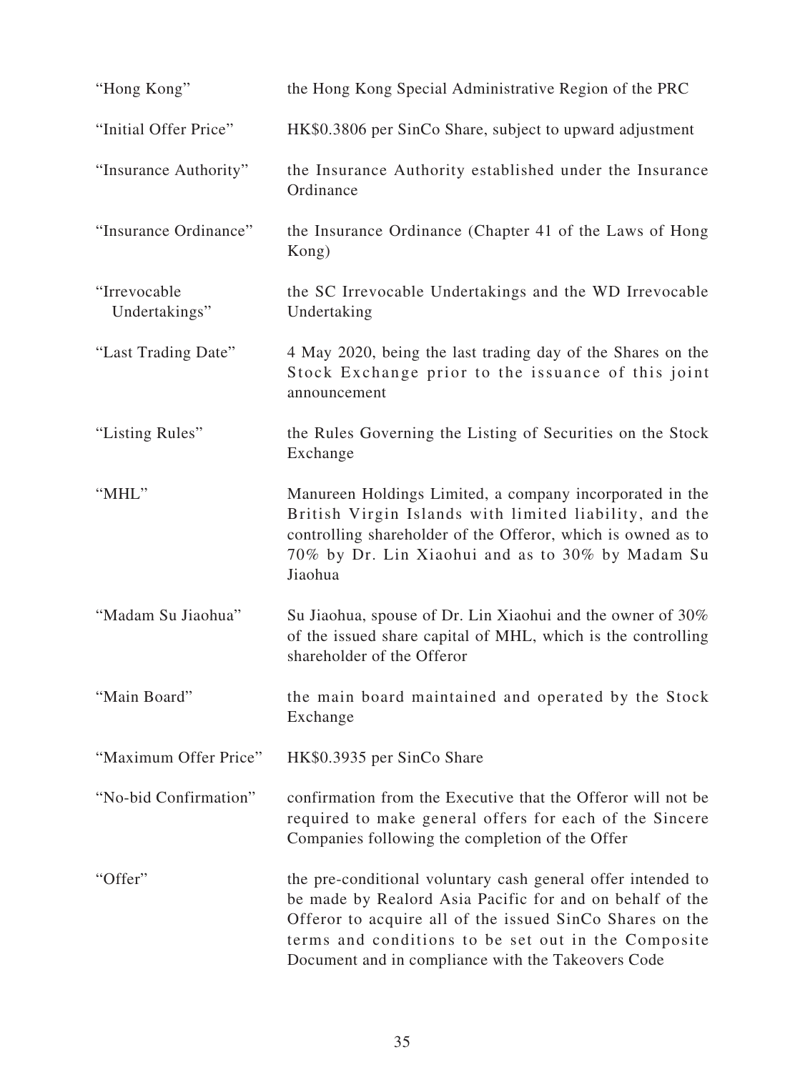| | |
|---|---|
| "Hong Kong" | the Hong Kong Special Administrative Region of the PRC |
| "Initial Offer Price" | HK$0.3806 per SinCo Share, subject to upward adjustment |
| "Insurance Authority" | the Insurance Authority established under the Insurance Ordinance |
| "Insurance Ordinance" | the Insurance Ordinance (Chapter 41 of the Laws of Hong Kong) |
| "Irrevocable Undertakings" | the SC Irrevocable Undertakings and the WD Irrevocable Undertaking |
| "Last Trading Date" | 4 May 2020, being the last trading day of the Shares on the Stock Exchange prior to the issuance of this joint announcement |
| "Listing Rules" | the Rules Governing the Listing of Securities on the Stock Exchange |
| "MHL" | Manureen Holdings Limited, a company incorporated in the British Virgin Islands with limited liability, and the controlling shareholder of the Offeror, which is owned as to 70% by Dr. Lin Xiaohui and as to 30% by Madam Su Jiaohua |
| "Madam Su Jiaohua" | Su Jiaohua, spouse of Dr. Lin Xiaohui and the owner of 30% of the issued share capital of MHL, which is the controlling shareholder of the Offeror |
| "Main Board" | the main board maintained and operated by the Stock Exchange |
| "Maximum Offer Price" | HK$0.3935 per SinCo Share |
| "No-bid Confirmation" | confirmation from the Executive that the Offeror will not be required to make general offers for each of the Sincere Companies following the completion of the Offer |
| "Offer" | the pre-conditional voluntary cash general offer intended to be made by Realord Asia Pacific for and on behalf of the Offeror to acquire all of the issued SinCo Shares on the terms and conditions to be set out in the Composite Document and in compliance with the Takeovers Code |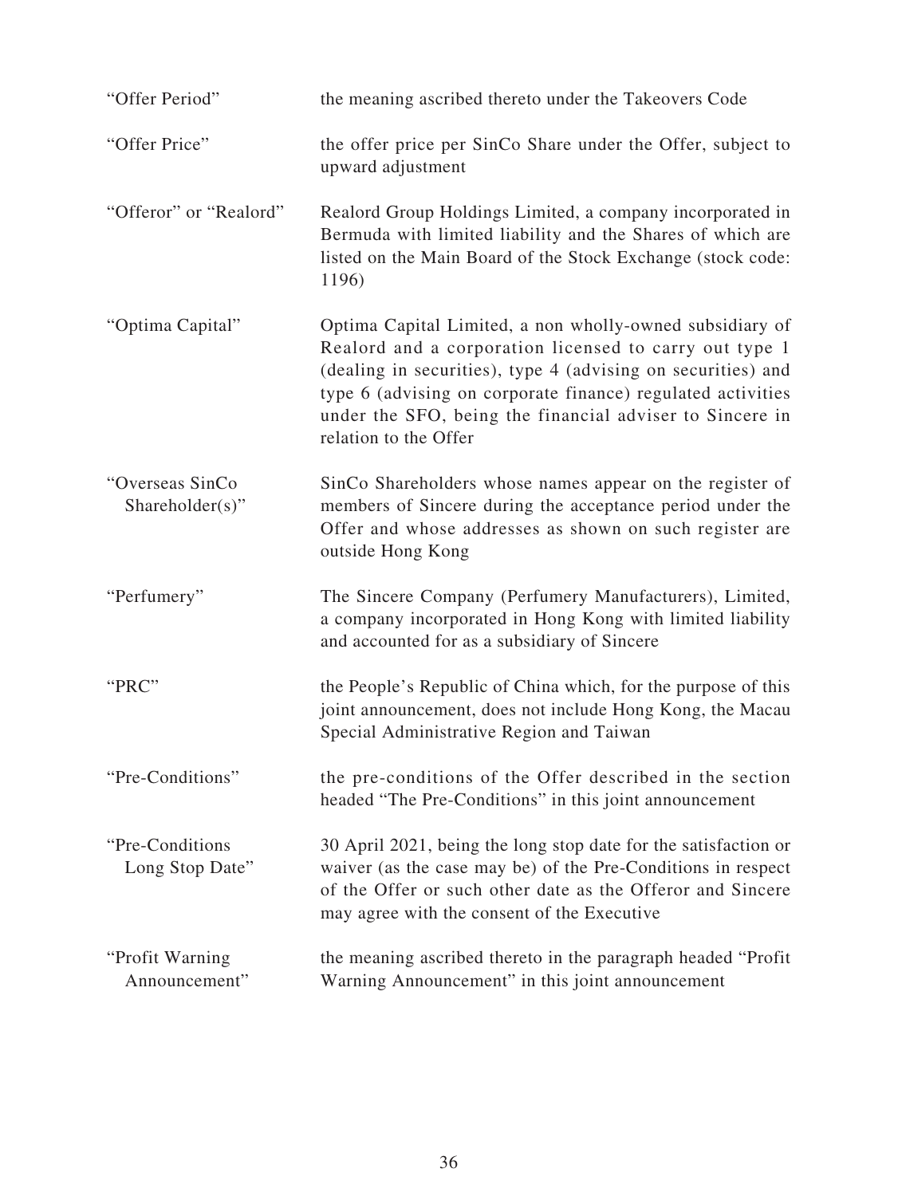| | |
|---|---|
| "Offer Period" | the meaning ascribed thereto under the Takeovers Code |
| "Offer Price" | the offer price per SinCo Share under the Offer, subject to upward adjustment |
| "Offeror" or "Realord" | Realord Group Holdings Limited, a company incorporated in Bermuda with limited liability and the Shares of which are listed on the Main Board of the Stock Exchange (stock code: 1196) |
| "Optima Capital" | Optima Capital Limited, a non wholly-owned subsidiary of Realord and a corporation licensed to carry out type 1 (dealing in securities), type 4 (advising on securities) and type 6 (advising on corporate finance) regulated activities under the SFO, being the financial adviser to Sincere in relation to the Offer |
| "Overseas SinCo Shareholder(s)" | SinCo Shareholders whose names appear on the register of members of Sincere during the acceptance period under the Offer and whose addresses as shown on such register are outside Hong Kong |
| "Perfumery" | The Sincere Company (Perfumery Manufacturers), Limited, a company incorporated in Hong Kong with limited liability and accounted for as a subsidiary of Sincere |
| "PRC" | the People's Republic of China which, for the purpose of this joint announcement, does not include Hong Kong, the Macau Special Administrative Region and Taiwan |
| "Pre-Conditions" | the pre-conditions of the Offer described in the section headed "The Pre-Conditions" in this joint announcement |
| "Pre-Conditions Long Stop Date" | 30 April 2021, being the long stop date for the satisfaction or waiver (as the case may be) of the Pre-Conditions in respect of the Offer or such other date as the Offeror and Sincere may agree with the consent of the Executive |
| "Profit Warning Announcement" | the meaning ascribed thereto in the paragraph headed "Profit Warning Announcement" in this joint announcement |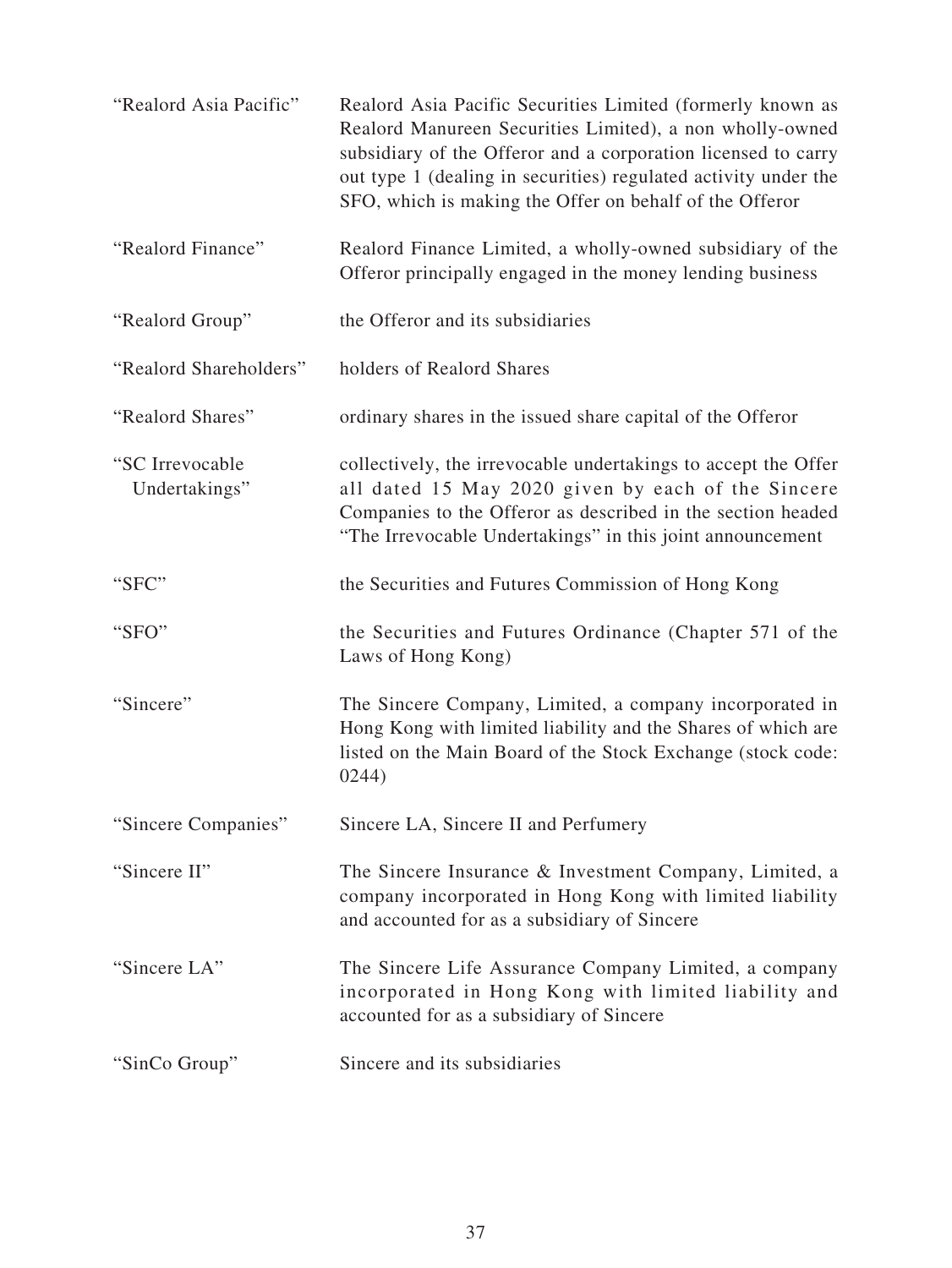| | |
|---|---|
| "Realord Asia Pacific" | Realord Asia Pacific Securities Limited (formerly known as Realord Manureen Securities Limited), a non wholly-owned subsidiary of the Offeror and a corporation licensed to carry out type 1 (dealing in securities) regulated activity under the SFO, which is making the Offer on behalf of the Offeror |
| "Realord Finance" | Realord Finance Limited, a wholly-owned subsidiary of the Offeror principally engaged in the money lending business |
| "Realord Group" | the Offeror and its subsidiaries |
| "Realord Shareholders" | holders of Realord Shares |
| "Realord Shares" | ordinary shares in the issued share capital of the Offeror |
| "SC Irrevocable Undertakings" | collectively, the irrevocable undertakings to accept the Offer all dated 15 May 2020 given by each of the Sincere Companies to the Offeror as described in the section headed "The Irrevocable Undertakings" in this joint announcement |
| "SFC" | the Securities and Futures Commission of Hong Kong |
| "SFO" | the Securities and Futures Ordinance (Chapter 571 of the Laws of Hong Kong) |
| "Sincere" | The Sincere Company, Limited, a company incorporated in Hong Kong with limited liability and the Shares of which are listed on the Main Board of the Stock Exchange (stock code: 0244) |
| "Sincere Companies" | Sincere LA, Sincere II and Perfumery |
| "Sincere II" | The Sincere Insurance & Investment Company, Limited, a company incorporated in Hong Kong with limited liability and accounted for as a subsidiary of Sincere |
| "Sincere LA" | The Sincere Life Assurance Company Limited, a company incorporated in Hong Kong with limited liability and accounted for as a subsidiary of Sincere |
| "SinCo Group" | Sincere and its subsidiaries |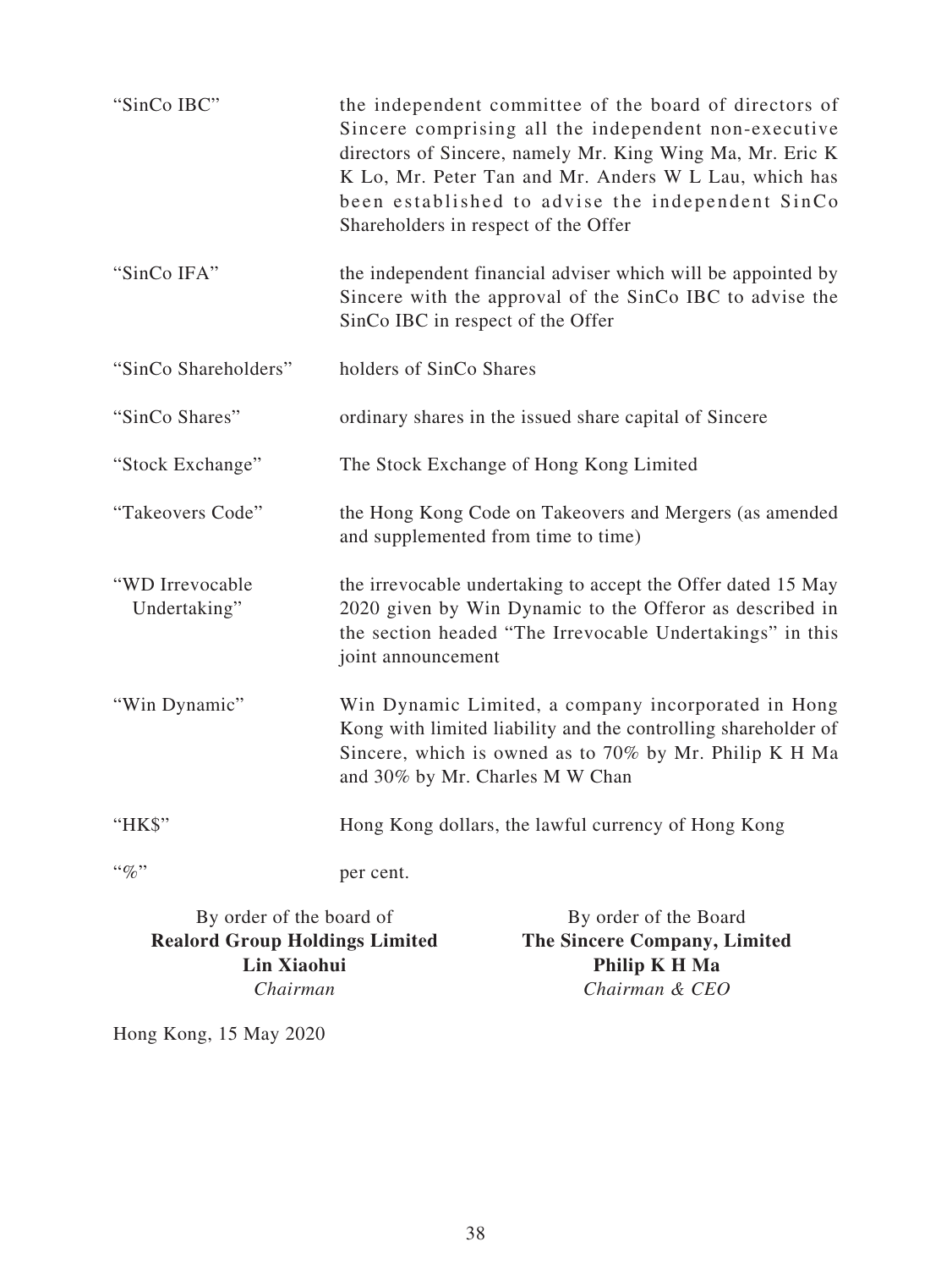| | |
|---|---|
| "SinCo IBC" | the independent committee of the board of directors of Sincere comprising all the independent non-executive directors of Sincere, namely Mr. King Wing Ma, Mr. Eric K K Lo, Mr. Peter Tan and Mr. Anders W L Lau, which has been established to advise the independent SinCo Shareholders in respect of the Offer |
| "SinCo IFA" | the independent financial adviser which will be appointed by Sincere with the approval of the SinCo IBC to advise the SinCo IBC in respect of the Offer |
| "SinCo Shareholders" | holders of SinCo Shares |
| "SinCo Shares" | ordinary shares in the issued share capital of Sincere |
| "Stock Exchange" | The Stock Exchange of Hong Kong Limited |
| "Takeovers Code" | the Hong Kong Code on Takeovers and Mergers (as amended and supplemented from time to time) |
| "WD Irrevocable Undertaking" | the irrevocable undertaking to accept the Offer dated 15 May 2020 given by Win Dynamic to the Offeror as described in the section headed "The Irrevocable Undertakings" in this joint announcement |
| "Win Dynamic" | Win Dynamic Limited, a company incorporated in Hong Kong with limited liability and the controlling shareholder of Sincere, which is owned as to 70% by Mr. Philip K H Ma and 30% by Mr. Charles M W Chan |
| "HK$" | Hong Kong dollars, the lawful currency of Hong Kong |
| "%" | per cent. |

By order of the board of
**Realord Group Holdings Limited**
**Lin Xiaohui**
*Chairman*

By order of the Board
**The Sincere Company, Limited**
**Philip K H Ma**
*Chairman & CEO*

Hong Kong, 15 May 2020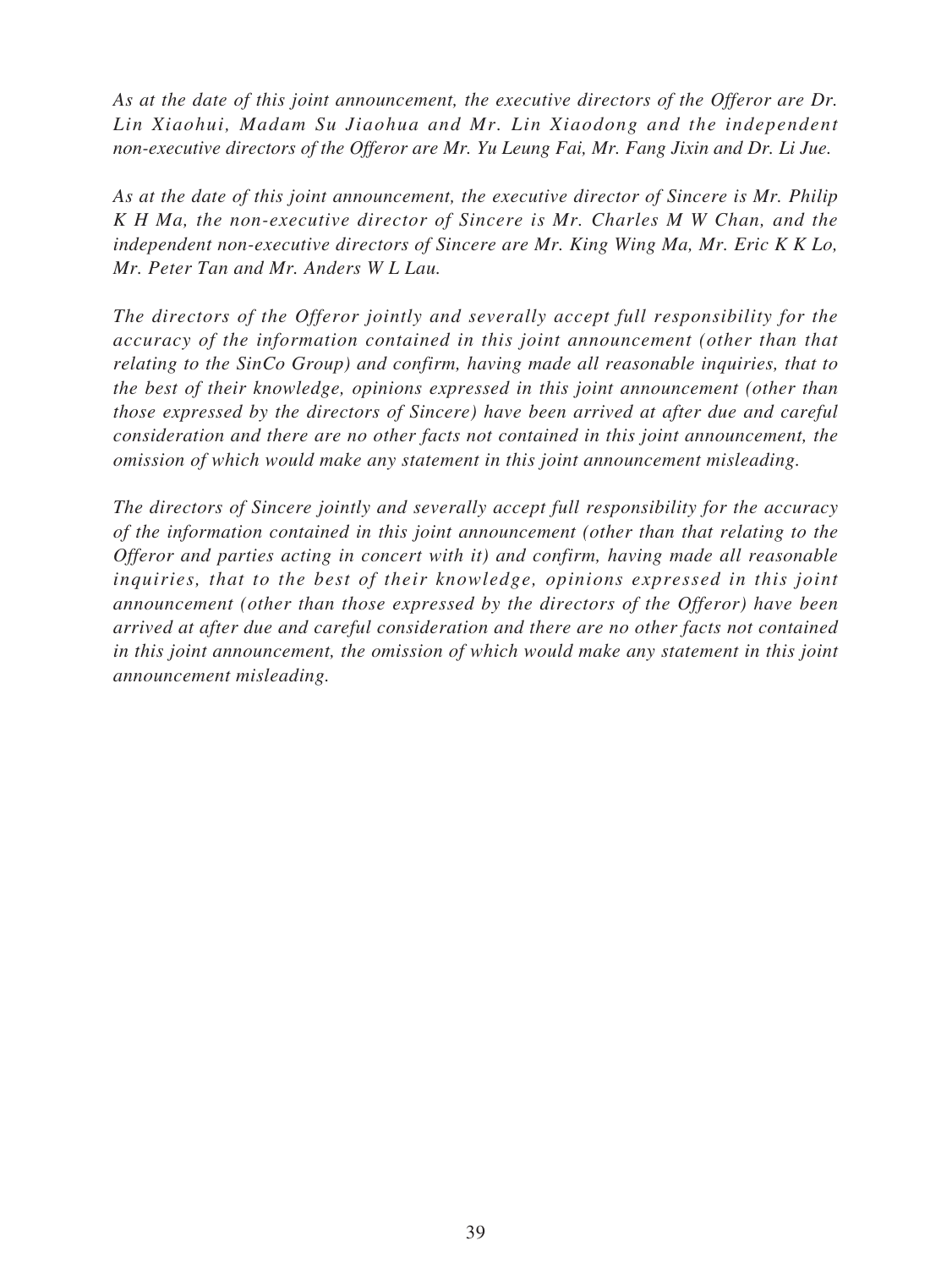*As at the date of this joint announcement, the executive directors of the Offeror are Dr. Lin Xiaohui, Madam Su Jiaohua and Mr. Lin Xiaodong and the independent non-executive directors of the Offeror are Mr. Yu Leung Fai, Mr. Fang Jixin and Dr. Li Jue.*

*As at the date of this joint announcement, the executive director of Sincere is Mr. Philip K H Ma, the non-executive director of Sincere is Mr. Charles M W Chan, and the independent non-executive directors of Sincere are Mr. King Wing Ma, Mr. Eric K K Lo, Mr. Peter Tan and Mr. Anders W L Lau.*

*The directors of the Offeror jointly and severally accept full responsibility for the accuracy of the information contained in this joint announcement (other than that relating to the SinCo Group) and confirm, having made all reasonable inquiries, that to the best of their knowledge, opinions expressed in this joint announcement (other than those expressed by the directors of Sincere) have been arrived at after due and careful consideration and there are no other facts not contained in this joint announcement, the omission of which would make any statement in this joint announcement misleading.*

*The directors of Sincere jointly and severally accept full responsibility for the accuracy of the information contained in this joint announcement (other than that relating to the Offeror and parties acting in concert with it) and confirm, having made all reasonable inquiries, that to the best of their knowledge, opinions expressed in this joint announcement (other than those expressed by the directors of the Offeror) have been arrived at after due and careful consideration and there are no other facts not contained in this joint announcement, the omission of which would make any statement in this joint announcement misleading.*